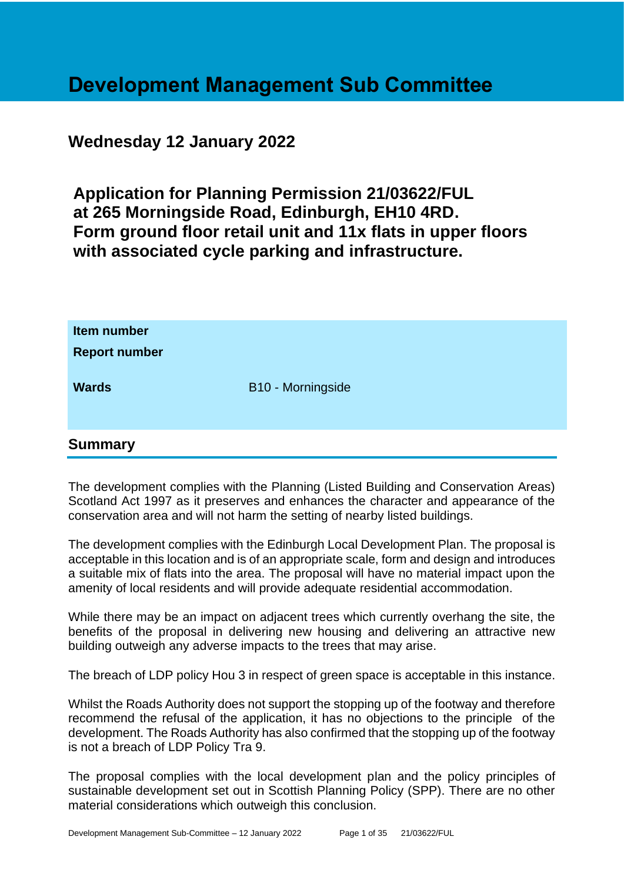# Development Management Sub Committee

## Wednesday 12 January 2022

## Application for Planning Permission 21/03622/FUL at 265 Morningside Road, Edinburgh, EH10 4RD. Form ground floor retail unit and 11x flats in upper floors with associated cycle parking and infrastructure.

| | |
|---|---|
| **Item number** | |
| **Report number** | |
| **Wards** | B10 - Morningside |

## Summary

The development complies with the Planning (Listed Building and Conservation Areas) Scotland Act 1997 as it preserves and enhances the character and appearance of the conservation area and will not harm the setting of nearby listed buildings.

The development complies with the Edinburgh Local Development Plan. The proposal is acceptable in this location and is of an appropriate scale, form and design and introduces a suitable mix of flats into the area. The proposal will have no material impact upon the amenity of local residents and will provide adequate residential accommodation.

While there may be an impact on adjacent trees which currently overhang the site, the benefits of the proposal in delivering new housing and delivering an attractive new building outweigh any adverse impacts to the trees that may arise.

The breach of LDP policy Hou 3 in respect of green space is acceptable in this instance.

Whilst the Roads Authority does not support the stopping up of the footway and therefore recommend the refusal of the application, it has no objections to the principle of the development. The Roads Authority has also confirmed that the stopping up of the footway is not a breach of LDP Policy Tra 9.

The proposal complies with the local development plan and the policy principles of sustainable development set out in Scottish Planning Policy (SPP). There are no other material considerations which outweigh this conclusion.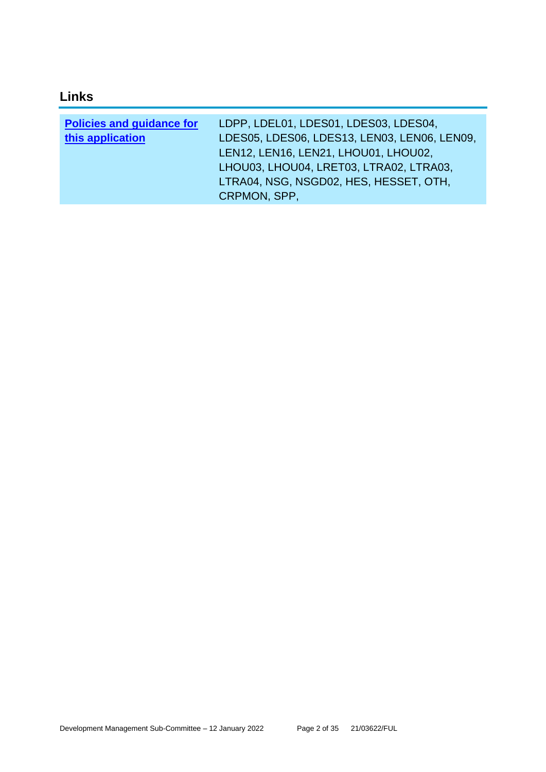## Links

| **Policies and guidance for this application** | LDPP, LDEL01, LDES01, LDES03, LDES04, LDES05, LDES06, LDES13, LEN03, LEN06, LEN09, LEN12, LEN16, LEN21, LHOU01, LHOU02, LHOU03, LHOU04, LRET03, LTRA02, LTRA03, LTRA04, NSG, NSGD02, HES, HESSET, OTH, CRPMON, SPP, |
|---|---|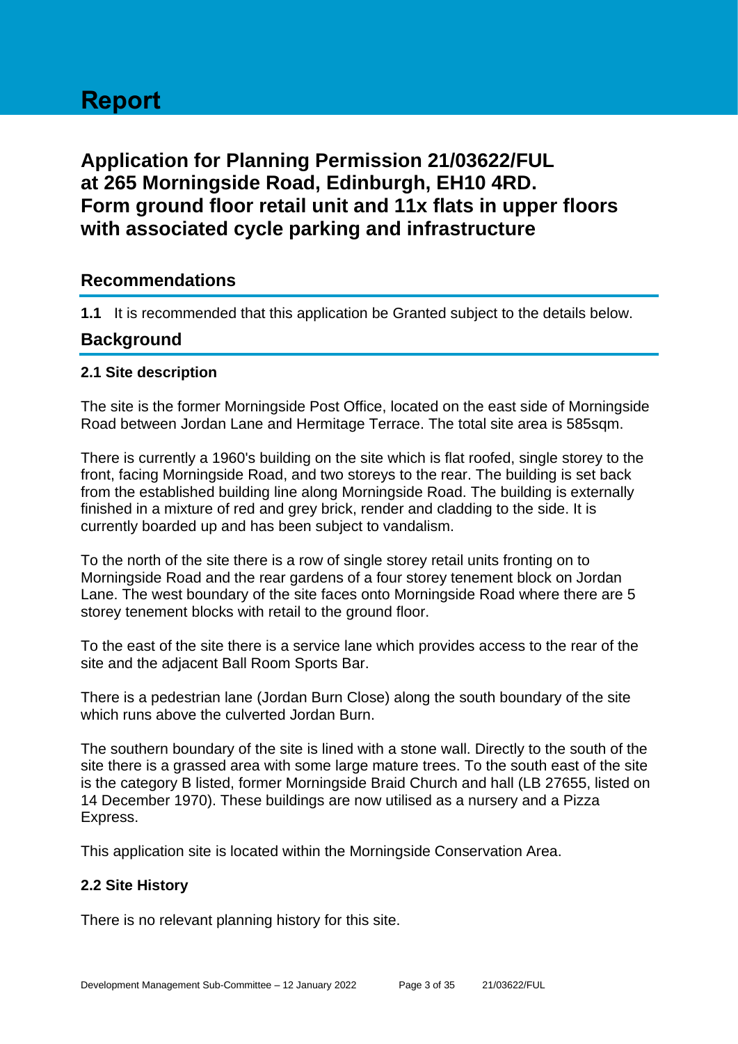# Report

## Application for Planning Permission 21/03622/FUL at 265 Morningside Road, Edinburgh, EH10 4RD. Form ground floor retail unit and 11x flats in upper floors with associated cycle parking and infrastructure

## Recommendations

**1.1** It is recommended that this application be Granted subject to the details below.

## Background

### 2.1 Site description

The site is the former Morningside Post Office, located on the east side of Morningside Road between Jordan Lane and Hermitage Terrace. The total site area is 585sqm.

There is currently a 1960's building on the site which is flat roofed, single storey to the front, facing Morningside Road, and two storeys to the rear. The building is set back from the established building line along Morningside Road. The building is externally finished in a mixture of red and grey brick, render and cladding to the side. It is currently boarded up and has been subject to vandalism.

To the north of the site there is a row of single storey retail units fronting on to Morningside Road and the rear gardens of a four storey tenement block on Jordan Lane. The west boundary of the site faces onto Morningside Road where there are 5 storey tenement blocks with retail to the ground floor.

To the east of the site there is a service lane which provides access to the rear of the site and the adjacent Ball Room Sports Bar.

There is a pedestrian lane (Jordan Burn Close) along the south boundary of the site which runs above the culverted Jordan Burn.

The southern boundary of the site is lined with a stone wall. Directly to the south of the site there is a grassed area with some large mature trees. To the south east of the site is the category B listed, former Morningside Braid Church and hall (LB 27655, listed on 14 December 1970). These buildings are now utilised as a nursery and a Pizza Express.

This application site is located within the Morningside Conservation Area.

### 2.2 Site History

There is no relevant planning history for this site.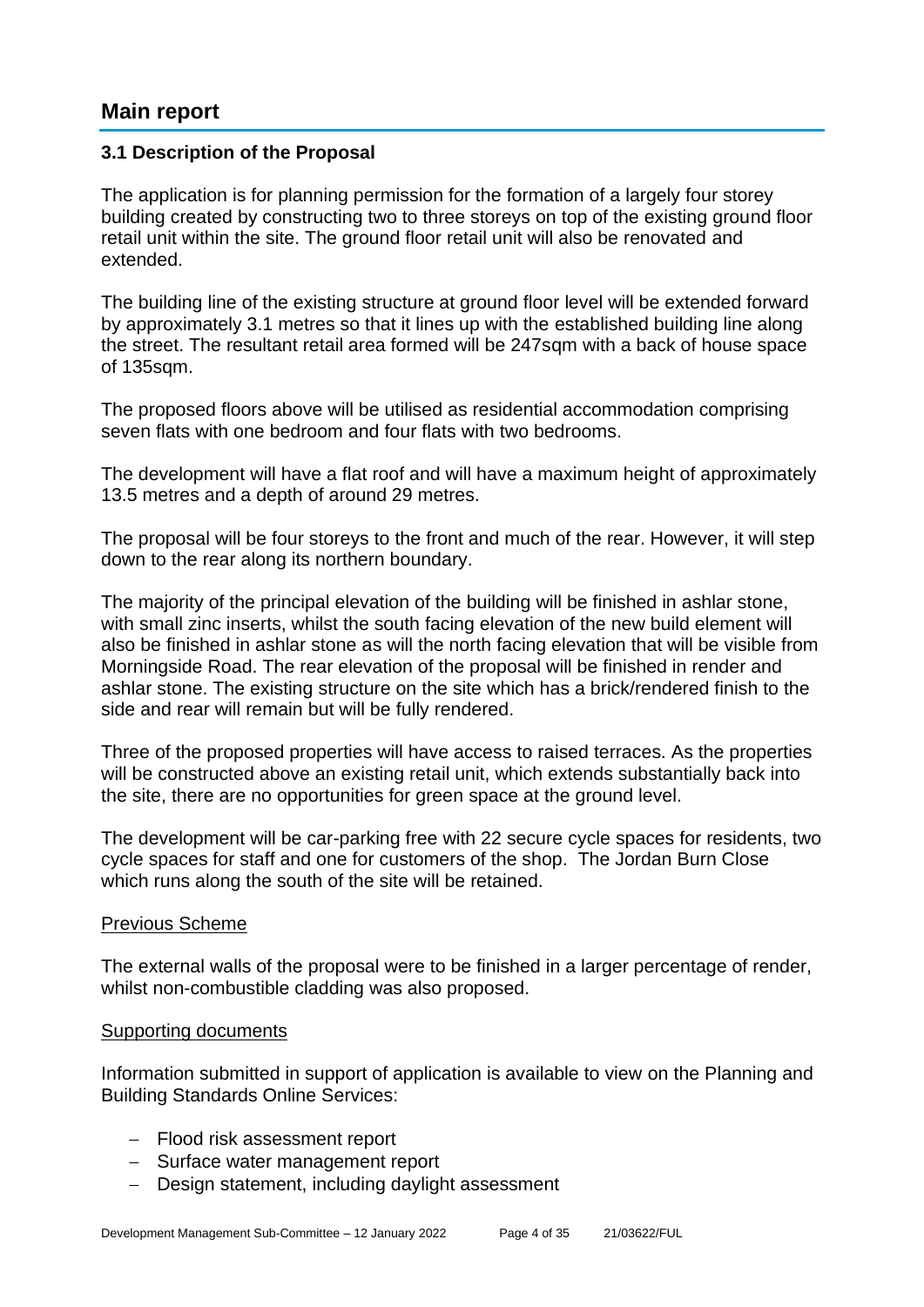# Main report

### 3.1 Description of the Proposal

The application is for planning permission for the formation of a largely four storey building created by constructing two to three storeys on top of the existing ground floor retail unit within the site. The ground floor retail unit will also be renovated and extended.

The building line of the existing structure at ground floor level will be extended forward by approximately 3.1 metres so that it lines up with the established building line along the street. The resultant retail area formed will be 247sqm with a back of house space of 135sqm.

The proposed floors above will be utilised as residential accommodation comprising seven flats with one bedroom and four flats with two bedrooms.

The development will have a flat roof and will have a maximum height of approximately 13.5 metres and a depth of around 29 metres.

The proposal will be four storeys to the front and much of the rear. However, it will step down to the rear along its northern boundary.

The majority of the principal elevation of the building will be finished in ashlar stone, with small zinc inserts, whilst the south facing elevation of the new build element will also be finished in ashlar stone as will the north facing elevation that will be visible from Morningside Road. The rear elevation of the proposal will be finished in render and ashlar stone. The existing structure on the site which has a brick/rendered finish to the side and rear will remain but will be fully rendered.

Three of the proposed properties will have access to raised terraces. As the properties will be constructed above an existing retail unit, which extends substantially back into the site, there are no opportunities for green space at the ground level.

The development will be car-parking free with 22 secure cycle spaces for residents, two cycle spaces for staff and one for customers of the shop. The Jordan Burn Close which runs along the south of the site will be retained.

Previous Scheme

The external walls of the proposal were to be finished in a larger percentage of render, whilst non-combustible cladding was also proposed.

Supporting documents

Information submitted in support of application is available to view on the Planning and Building Standards Online Services:

- Flood risk assessment report
- Surface water management report
- Design statement, including daylight assessment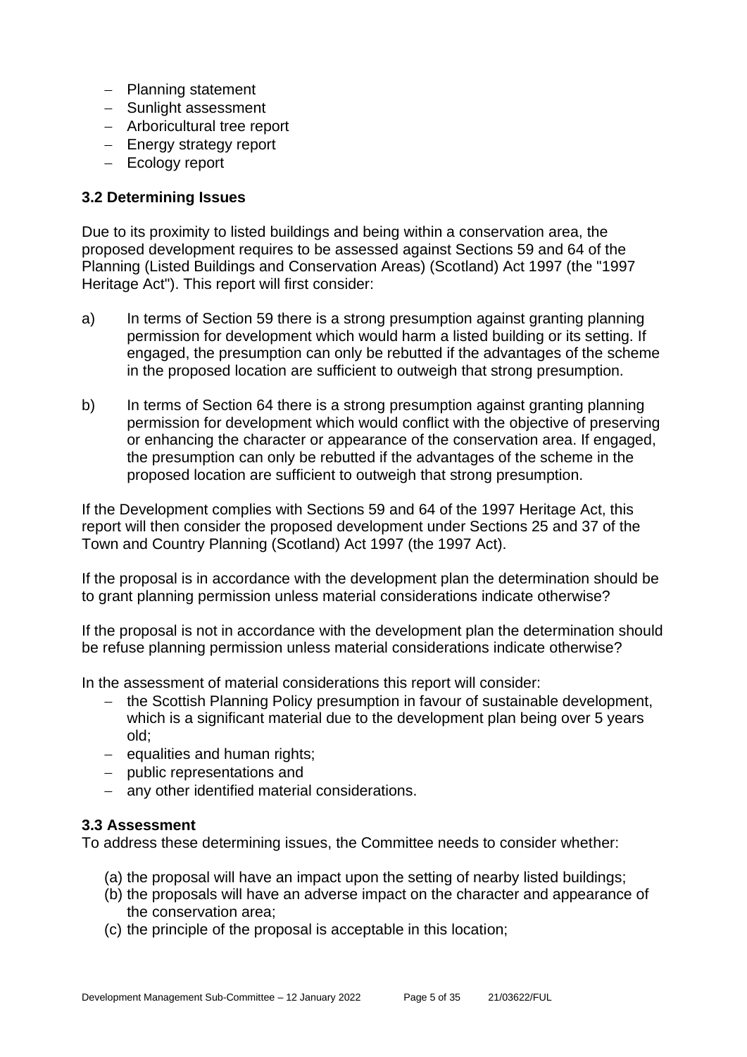- Planning statement
- Sunlight assessment
- Arboricultural tree report
- Energy strategy report
- Ecology report

### 3.2 Determining Issues

Due to its proximity to listed buildings and being within a conservation area, the proposed development requires to be assessed against Sections 59 and 64 of the Planning (Listed Buildings and Conservation Areas) (Scotland) Act 1997 (the "1997 Heritage Act"). This report will first consider:

a) In terms of Section 59 there is a strong presumption against granting planning permission for development which would harm a listed building or its setting. If engaged, the presumption can only be rebutted if the advantages of the scheme in the proposed location are sufficient to outweigh that strong presumption.

b) In terms of Section 64 there is a strong presumption against granting planning permission for development which would conflict with the objective of preserving or enhancing the character or appearance of the conservation area. If engaged, the presumption can only be rebutted if the advantages of the scheme in the proposed location are sufficient to outweigh that strong presumption.

If the Development complies with Sections 59 and 64 of the 1997 Heritage Act, this report will then consider the proposed development under Sections 25 and 37 of the Town and Country Planning (Scotland) Act 1997 (the 1997 Act).

If the proposal is in accordance with the development plan the determination should be to grant planning permission unless material considerations indicate otherwise?

If the proposal is not in accordance with the development plan the determination should be refuse planning permission unless material considerations indicate otherwise?

In the assessment of material considerations this report will consider:

- the Scottish Planning Policy presumption in favour of sustainable development, which is a significant material due to the development plan being over 5 years old;
- equalities and human rights;
- public representations and
- any other identified material considerations.

### 3.3 Assessment

To address these determining issues, the Committee needs to consider whether:

(a) the proposal will have an impact upon the setting of nearby listed buildings;
(b) the proposals will have an adverse impact on the character and appearance of the conservation area;
(c) the principle of the proposal is acceptable in this location;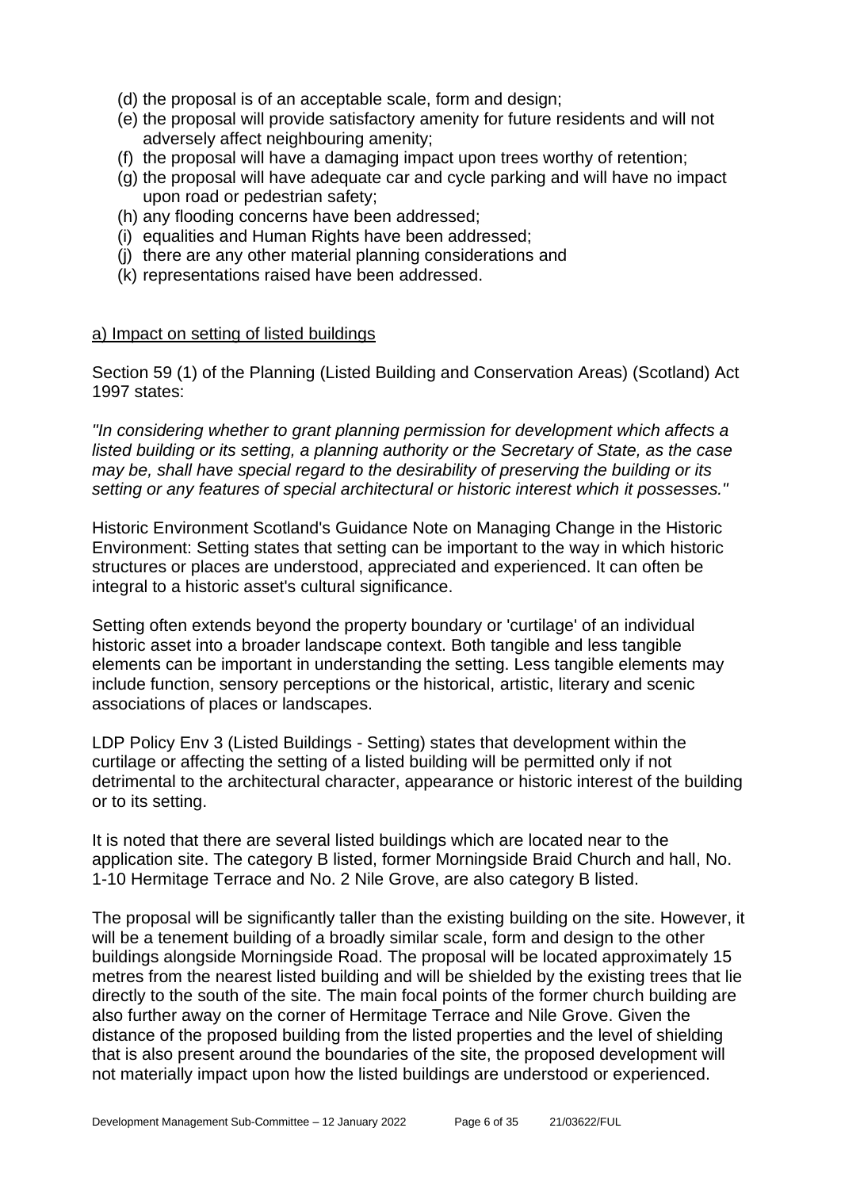(d) the proposal is of an acceptable scale, form and design;
(e) the proposal will provide satisfactory amenity for future residents and will not adversely affect neighbouring amenity;
(f) the proposal will have a damaging impact upon trees worthy of retention;
(g) the proposal will have adequate car and cycle parking and will have no impact upon road or pedestrian safety;
(h) any flooding concerns have been addressed;
(i) equalities and Human Rights have been addressed;
(j) there are any other material planning considerations and
(k) representations raised have been addressed.

a) Impact on setting of listed buildings

Section 59 (1) of the Planning (Listed Building and Conservation Areas) (Scotland) Act 1997 states:

*"In considering whether to grant planning permission for development which affects a listed building or its setting, a planning authority or the Secretary of State, as the case may be, shall have special regard to the desirability of preserving the building or its setting or any features of special architectural or historic interest which it possesses."*

Historic Environment Scotland's Guidance Note on Managing Change in the Historic Environment: Setting states that setting can be important to the way in which historic structures or places are understood, appreciated and experienced. It can often be integral to a historic asset's cultural significance.

Setting often extends beyond the property boundary or 'curtilage' of an individual historic asset into a broader landscape context. Both tangible and less tangible elements can be important in understanding the setting. Less tangible elements may include function, sensory perceptions or the historical, artistic, literary and scenic associations of places or landscapes.

LDP Policy Env 3 (Listed Buildings - Setting) states that development within the curtilage or affecting the setting of a listed building will be permitted only if not detrimental to the architectural character, appearance or historic interest of the building or to its setting.

It is noted that there are several listed buildings which are located near to the application site. The category B listed, former Morningside Braid Church and hall, No. 1-10 Hermitage Terrace and No. 2 Nile Grove, are also category B listed.

The proposal will be significantly taller than the existing building on the site. However, it will be a tenement building of a broadly similar scale, form and design to the other buildings alongside Morningside Road. The proposal will be located approximately 15 metres from the nearest listed building and will be shielded by the existing trees that lie directly to the south of the site. The main focal points of the former church building are also further away on the corner of Hermitage Terrace and Nile Grove. Given the distance of the proposed building from the listed properties and the level of shielding that is also present around the boundaries of the site, the proposed development will not materially impact upon how the listed buildings are understood or experienced.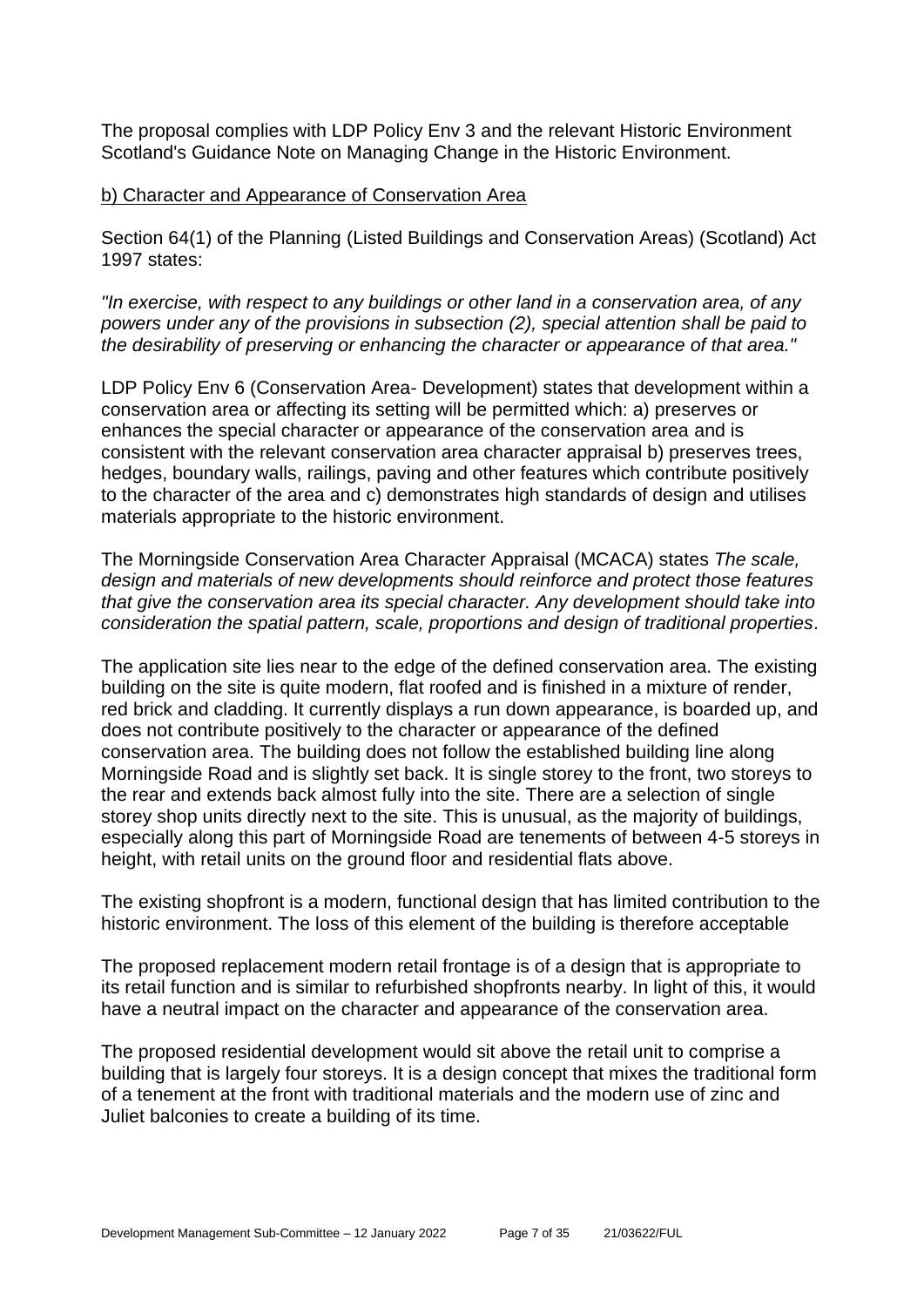The proposal complies with LDP Policy Env 3 and the relevant Historic Environment Scotland's Guidance Note on Managing Change in the Historic Environment.

b) Character and Appearance of Conservation Area

Section 64(1) of the Planning (Listed Buildings and Conservation Areas) (Scotland) Act 1997 states:

*"In exercise, with respect to any buildings or other land in a conservation area, of any powers under any of the provisions in subsection (2), special attention shall be paid to the desirability of preserving or enhancing the character or appearance of that area."*

LDP Policy Env 6 (Conservation Area- Development) states that development within a conservation area or affecting its setting will be permitted which: a) preserves or enhances the special character or appearance of the conservation area and is consistent with the relevant conservation area character appraisal b) preserves trees, hedges, boundary walls, railings, paving and other features which contribute positively to the character of the area and c) demonstrates high standards of design and utilises materials appropriate to the historic environment.

The Morningside Conservation Area Character Appraisal (MCACA) states *The scale, design and materials of new developments should reinforce and protect those features that give the conservation area its special character. Any development should take into consideration the spatial pattern, scale, proportions and design of traditional properties*.

The application site lies near to the edge of the defined conservation area. The existing building on the site is quite modern, flat roofed and is finished in a mixture of render, red brick and cladding. It currently displays a run down appearance, is boarded up, and does not contribute positively to the character or appearance of the defined conservation area. The building does not follow the established building line along Morningside Road and is slightly set back. It is single storey to the front, two storeys to the rear and extends back almost fully into the site. There are a selection of single storey shop units directly next to the site. This is unusual, as the majority of buildings, especially along this part of Morningside Road are tenements of between 4-5 storeys in height, with retail units on the ground floor and residential flats above.

The existing shopfront is a modern, functional design that has limited contribution to the historic environment. The loss of this element of the building is therefore acceptable

The proposed replacement modern retail frontage is of a design that is appropriate to its retail function and is similar to refurbished shopfronts nearby. In light of this, it would have a neutral impact on the character and appearance of the conservation area.

The proposed residential development would sit above the retail unit to comprise a building that is largely four storeys. It is a design concept that mixes the traditional form of a tenement at the front with traditional materials and the modern use of zinc and Juliet balconies to create a building of its time.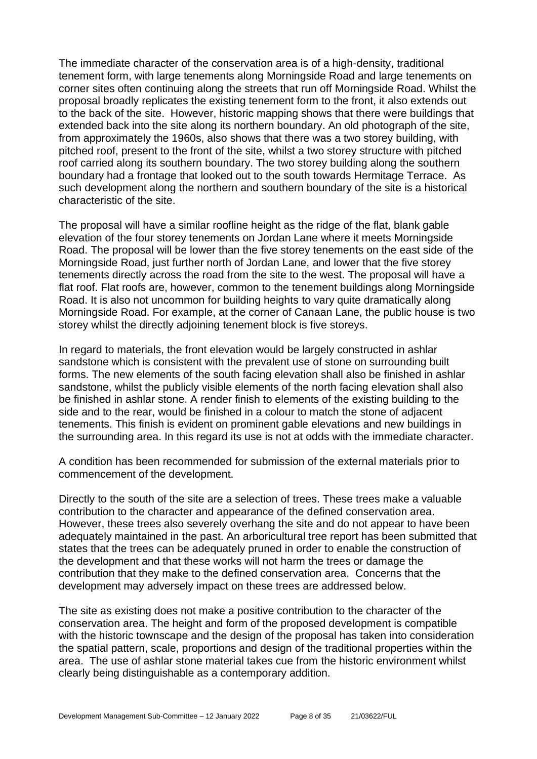The immediate character of the conservation area is of a high-density, traditional tenement form, with large tenements along Morningside Road and large tenements on corner sites often continuing along the streets that run off Morningside Road. Whilst the proposal broadly replicates the existing tenement form to the front, it also extends out to the back of the site. However, historic mapping shows that there were buildings that extended back into the site along its northern boundary. An old photograph of the site, from approximately the 1960s, also shows that there was a two storey building, with pitched roof, present to the front of the site, whilst a two storey structure with pitched roof carried along its southern boundary. The two storey building along the southern boundary had a frontage that looked out to the south towards Hermitage Terrace. As such development along the northern and southern boundary of the site is a historical characteristic of the site.

The proposal will have a similar roofline height as the ridge of the flat, blank gable elevation of the four storey tenements on Jordan Lane where it meets Morningside Road. The proposal will be lower than the five storey tenements on the east side of the Morningside Road, just further north of Jordan Lane, and lower that the five storey tenements directly across the road from the site to the west. The proposal will have a flat roof. Flat roofs are, however, common to the tenement buildings along Morningside Road. It is also not uncommon for building heights to vary quite dramatically along Morningside Road. For example, at the corner of Canaan Lane, the public house is two storey whilst the directly adjoining tenement block is five storeys.

In regard to materials, the front elevation would be largely constructed in ashlar sandstone which is consistent with the prevalent use of stone on surrounding built forms. The new elements of the south facing elevation shall also be finished in ashlar sandstone, whilst the publicly visible elements of the north facing elevation shall also be finished in ashlar stone. A render finish to elements of the existing building to the side and to the rear, would be finished in a colour to match the stone of adjacent tenements. This finish is evident on prominent gable elevations and new buildings in the surrounding area. In this regard its use is not at odds with the immediate character.

A condition has been recommended for submission of the external materials prior to commencement of the development.

Directly to the south of the site are a selection of trees. These trees make a valuable contribution to the character and appearance of the defined conservation area. However, these trees also severely overhang the site and do not appear to have been adequately maintained in the past. An arboricultural tree report has been submitted that states that the trees can be adequately pruned in order to enable the construction of the development and that these works will not harm the trees or damage the contribution that they make to the defined conservation area. Concerns that the development may adversely impact on these trees are addressed below.

The site as existing does not make a positive contribution to the character of the conservation area. The height and form of the proposed development is compatible with the historic townscape and the design of the proposal has taken into consideration the spatial pattern, scale, proportions and design of the traditional properties within the area. The use of ashlar stone material takes cue from the historic environment whilst clearly being distinguishable as a contemporary addition.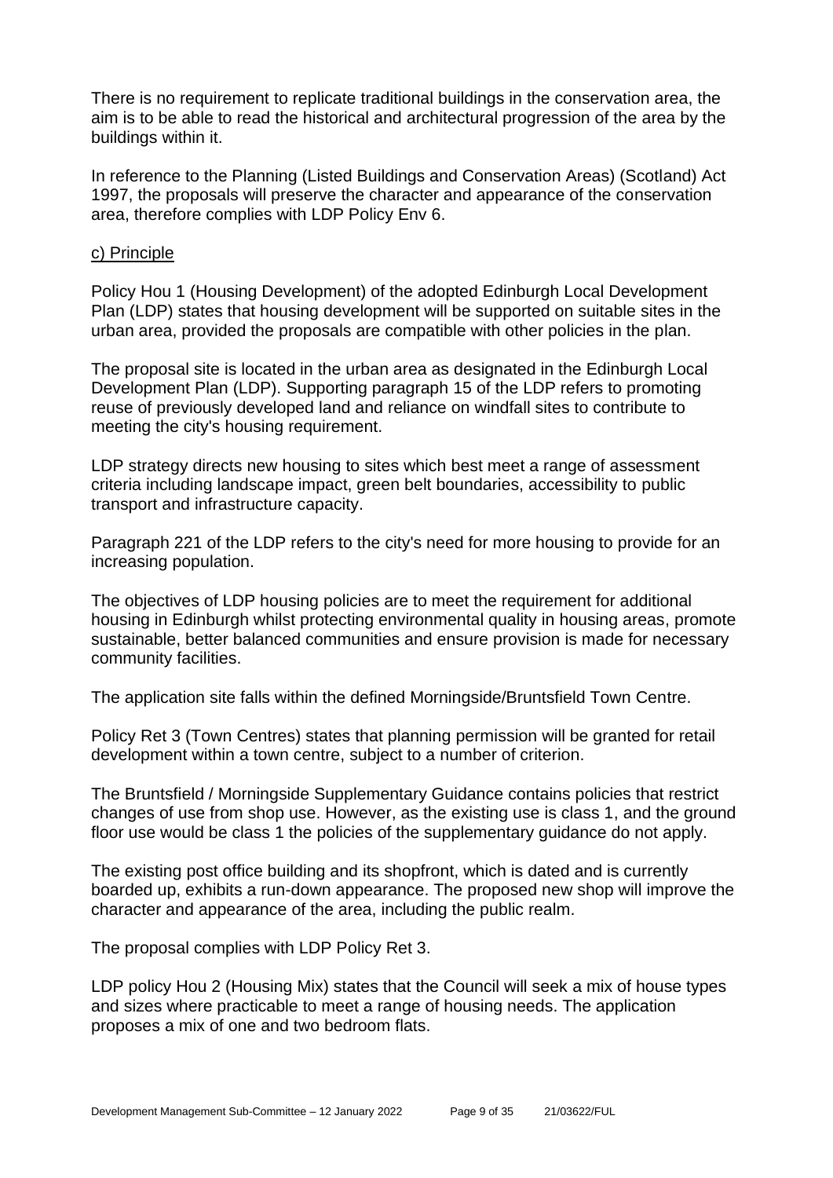There is no requirement to replicate traditional buildings in the conservation area, the aim is to be able to read the historical and architectural progression of the area by the buildings within it.

In reference to the Planning (Listed Buildings and Conservation Areas) (Scotland) Act 1997, the proposals will preserve the character and appearance of the conservation area, therefore complies with LDP Policy Env 6.

c) Principle

Policy Hou 1 (Housing Development) of the adopted Edinburgh Local Development Plan (LDP) states that housing development will be supported on suitable sites in the urban area, provided the proposals are compatible with other policies in the plan.

The proposal site is located in the urban area as designated in the Edinburgh Local Development Plan (LDP). Supporting paragraph 15 of the LDP refers to promoting reuse of previously developed land and reliance on windfall sites to contribute to meeting the city's housing requirement.

LDP strategy directs new housing to sites which best meet a range of assessment criteria including landscape impact, green belt boundaries, accessibility to public transport and infrastructure capacity.

Paragraph 221 of the LDP refers to the city's need for more housing to provide for an increasing population.

The objectives of LDP housing policies are to meet the requirement for additional housing in Edinburgh whilst protecting environmental quality in housing areas, promote sustainable, better balanced communities and ensure provision is made for necessary community facilities.

The application site falls within the defined Morningside/Bruntsfield Town Centre.

Policy Ret 3 (Town Centres) states that planning permission will be granted for retail development within a town centre, subject to a number of criterion.

The Bruntsfield / Morningside Supplementary Guidance contains policies that restrict changes of use from shop use. However, as the existing use is class 1, and the ground floor use would be class 1 the policies of the supplementary guidance do not apply.

The existing post office building and its shopfront, which is dated and is currently boarded up, exhibits a run-down appearance. The proposed new shop will improve the character and appearance of the area, including the public realm.

The proposal complies with LDP Policy Ret 3.

LDP policy Hou 2 (Housing Mix) states that the Council will seek a mix of house types and sizes where practicable to meet a range of housing needs. The application proposes a mix of one and two bedroom flats.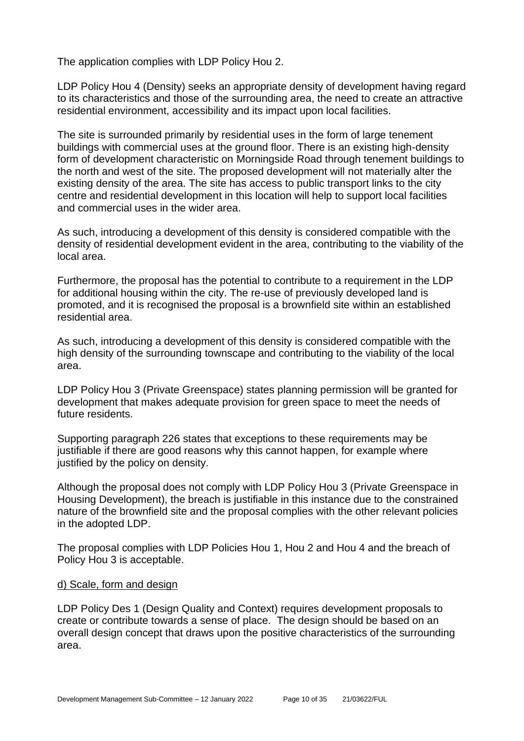The application complies with LDP Policy Hou 2.

LDP Policy Hou 4 (Density) seeks an appropriate density of development having regard to its characteristics and those of the surrounding area, the need to create an attractive residential environment, accessibility and its impact upon local facilities.

The site is surrounded primarily by residential uses in the form of large tenement buildings with commercial uses at the ground floor. There is an existing high-density form of development characteristic on Morningside Road through tenement buildings to the north and west of the site. The proposed development will not materially alter the existing density of the area. The site has access to public transport links to the city centre and residential development in this location will help to support local facilities and commercial uses in the wider area.

As such, introducing a development of this density is considered compatible with the density of residential development evident in the area, contributing to the viability of the local area.

Furthermore, the proposal has the potential to contribute to a requirement in the LDP for additional housing within the city. The re-use of previously developed land is promoted, and it is recognised the proposal is a brownfield site within an established residential area.

As such, introducing a development of this density is considered compatible with the high density of the surrounding townscape and contributing to the viability of the local area.

LDP Policy Hou 3 (Private Greenspace) states planning permission will be granted for development that makes adequate provision for green space to meet the needs of future residents.

Supporting paragraph 226 states that exceptions to these requirements may be justifiable if there are good reasons why this cannot happen, for example where justified by the policy on density.

Although the proposal does not comply with LDP Policy Hou 3 (Private Greenspace in Housing Development), the breach is justifiable in this instance due to the constrained nature of the brownfield site and the proposal complies with the other relevant policies in the adopted LDP.

The proposal complies with LDP Policies Hou 1, Hou 2 and Hou 4 and the breach of Policy Hou 3 is acceptable.

d) Scale, form and design

LDP Policy Des 1 (Design Quality and Context) requires development proposals to create or contribute towards a sense of place. The design should be based on an overall design concept that draws upon the positive characteristics of the surrounding area.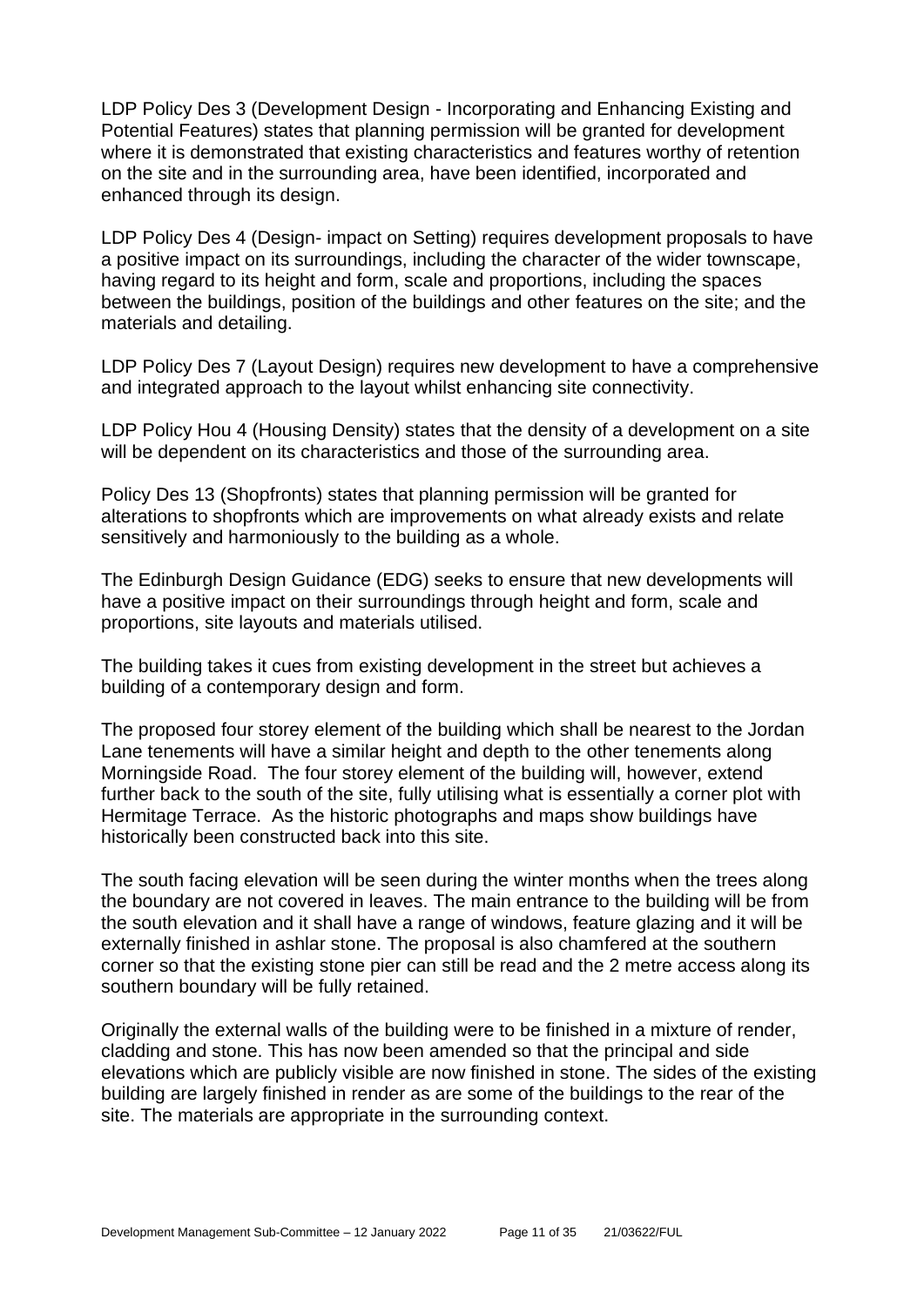LDP Policy Des 3 (Development Design - Incorporating and Enhancing Existing and Potential Features) states that planning permission will be granted for development where it is demonstrated that existing characteristics and features worthy of retention on the site and in the surrounding area, have been identified, incorporated and enhanced through its design.

LDP Policy Des 4 (Design- impact on Setting) requires development proposals to have a positive impact on its surroundings, including the character of the wider townscape, having regard to its height and form, scale and proportions, including the spaces between the buildings, position of the buildings and other features on the site; and the materials and detailing.

LDP Policy Des 7 (Layout Design) requires new development to have a comprehensive and integrated approach to the layout whilst enhancing site connectivity.

LDP Policy Hou 4 (Housing Density) states that the density of a development on a site will be dependent on its characteristics and those of the surrounding area.

Policy Des 13 (Shopfronts) states that planning permission will be granted for alterations to shopfronts which are improvements on what already exists and relate sensitively and harmoniously to the building as a whole.

The Edinburgh Design Guidance (EDG) seeks to ensure that new developments will have a positive impact on their surroundings through height and form, scale and proportions, site layouts and materials utilised.

The building takes it cues from existing development in the street but achieves a building of a contemporary design and form.

The proposed four storey element of the building which shall be nearest to the Jordan Lane tenements will have a similar height and depth to the other tenements along Morningside Road. The four storey element of the building will, however, extend further back to the south of the site, fully utilising what is essentially a corner plot with Hermitage Terrace. As the historic photographs and maps show buildings have historically been constructed back into this site.

The south facing elevation will be seen during the winter months when the trees along the boundary are not covered in leaves. The main entrance to the building will be from the south elevation and it shall have a range of windows, feature glazing and it will be externally finished in ashlar stone. The proposal is also chamfered at the southern corner so that the existing stone pier can still be read and the 2 metre access along its southern boundary will be fully retained.

Originally the external walls of the building were to be finished in a mixture of render, cladding and stone. This has now been amended so that the principal and side elevations which are publicly visible are now finished in stone. The sides of the existing building are largely finished in render as are some of the buildings to the rear of the site. The materials are appropriate in the surrounding context.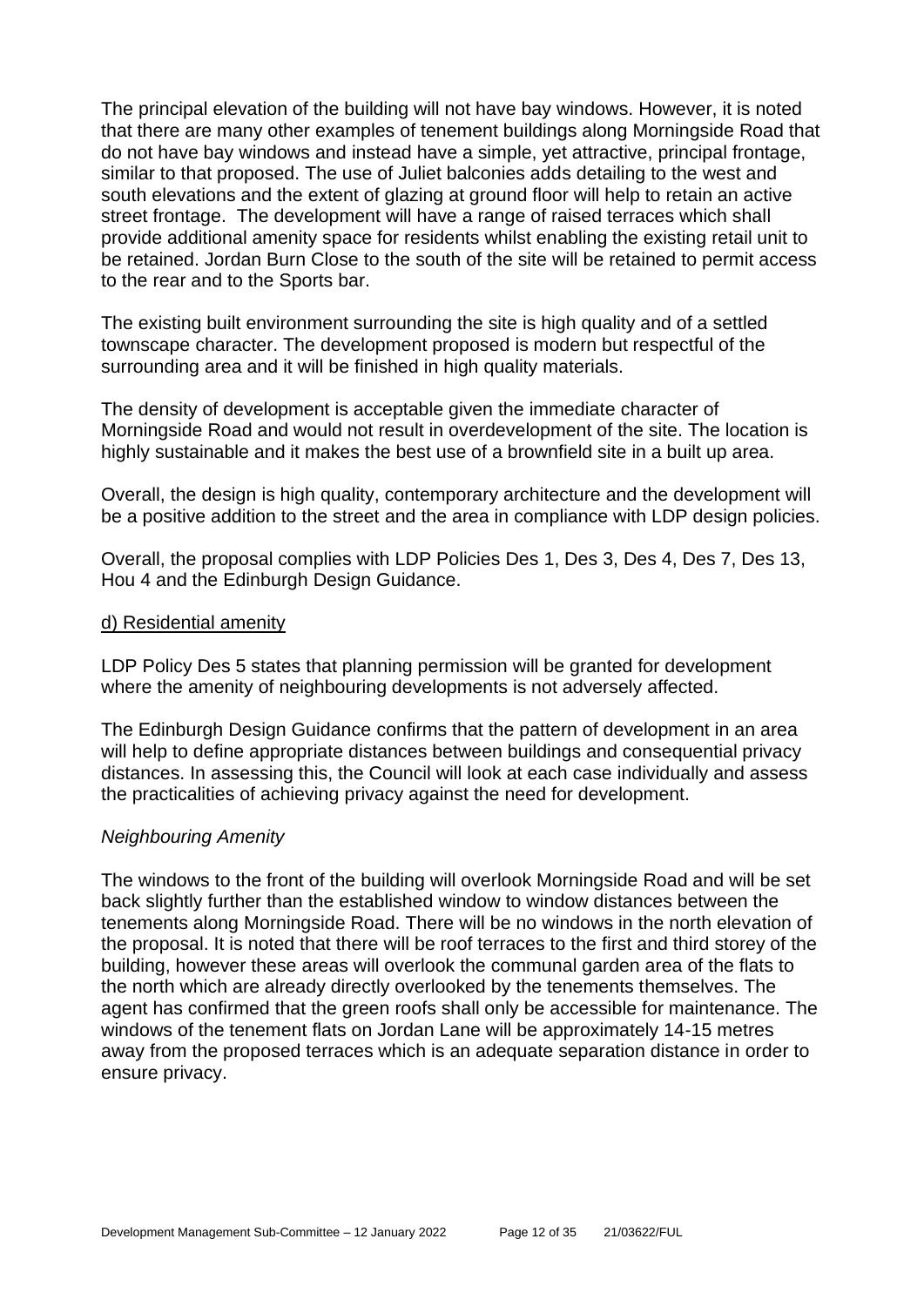The principal elevation of the building will not have bay windows. However, it is noted that there are many other examples of tenement buildings along Morningside Road that do not have bay windows and instead have a simple, yet attractive, principal frontage, similar to that proposed. The use of Juliet balconies adds detailing to the west and south elevations and the extent of glazing at ground floor will help to retain an active street frontage. The development will have a range of raised terraces which shall provide additional amenity space for residents whilst enabling the existing retail unit to be retained. Jordan Burn Close to the south of the site will be retained to permit access to the rear and to the Sports bar.

The existing built environment surrounding the site is high quality and of a settled townscape character. The development proposed is modern but respectful of the surrounding area and it will be finished in high quality materials.

The density of development is acceptable given the immediate character of Morningside Road and would not result in overdevelopment of the site. The location is highly sustainable and it makes the best use of a brownfield site in a built up area.

Overall, the design is high quality, contemporary architecture and the development will be a positive addition to the street and the area in compliance with LDP design policies.

Overall, the proposal complies with LDP Policies Des 1, Des 3, Des 4, Des 7, Des 13, Hou 4 and the Edinburgh Design Guidance.

d) Residential amenity

LDP Policy Des 5 states that planning permission will be granted for development where the amenity of neighbouring developments is not adversely affected.

The Edinburgh Design Guidance confirms that the pattern of development in an area will help to define appropriate distances between buildings and consequential privacy distances. In assessing this, the Council will look at each case individually and assess the practicalities of achieving privacy against the need for development.

*Neighbouring Amenity*

The windows to the front of the building will overlook Morningside Road and will be set back slightly further than the established window to window distances between the tenements along Morningside Road. There will be no windows in the north elevation of the proposal. It is noted that there will be roof terraces to the first and third storey of the building, however these areas will overlook the communal garden area of the flats to the north which are already directly overlooked by the tenements themselves. The agent has confirmed that the green roofs shall only be accessible for maintenance. The windows of the tenement flats on Jordan Lane will be approximately 14-15 metres away from the proposed terraces which is an adequate separation distance in order to ensure privacy.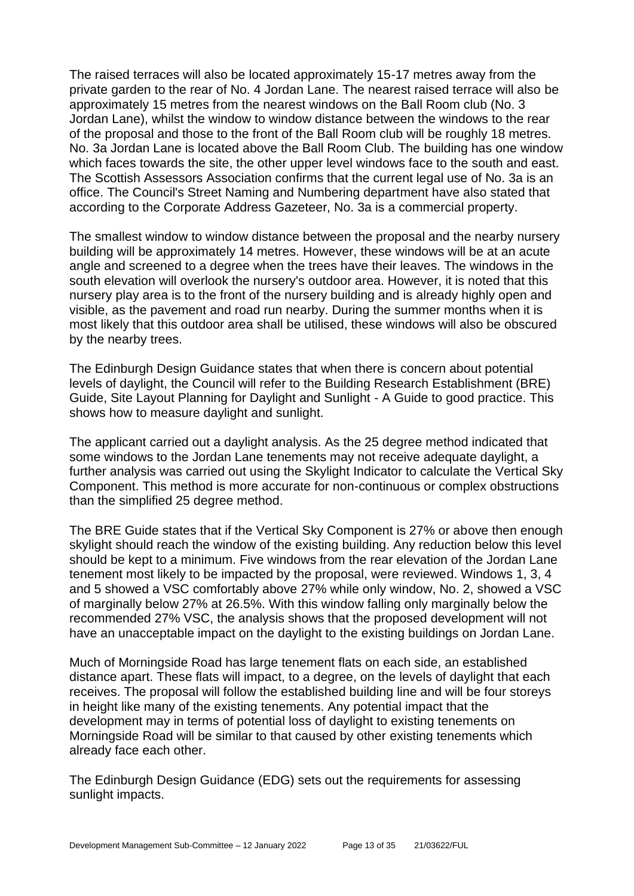The raised terraces will also be located approximately 15-17 metres away from the private garden to the rear of No. 4 Jordan Lane. The nearest raised terrace will also be approximately 15 metres from the nearest windows on the Ball Room club (No. 3 Jordan Lane), whilst the window to window distance between the windows to the rear of the proposal and those to the front of the Ball Room club will be roughly 18 metres. No. 3a Jordan Lane is located above the Ball Room Club. The building has one window which faces towards the site, the other upper level windows face to the south and east. The Scottish Assessors Association confirms that the current legal use of No. 3a is an office. The Council's Street Naming and Numbering department have also stated that according to the Corporate Address Gazeteer, No. 3a is a commercial property.

The smallest window to window distance between the proposal and the nearby nursery building will be approximately 14 metres. However, these windows will be at an acute angle and screened to a degree when the trees have their leaves. The windows in the south elevation will overlook the nursery's outdoor area. However, it is noted that this nursery play area is to the front of the nursery building and is already highly open and visible, as the pavement and road run nearby. During the summer months when it is most likely that this outdoor area shall be utilised, these windows will also be obscured by the nearby trees.

The Edinburgh Design Guidance states that when there is concern about potential levels of daylight, the Council will refer to the Building Research Establishment (BRE) Guide, Site Layout Planning for Daylight and Sunlight - A Guide to good practice. This shows how to measure daylight and sunlight.

The applicant carried out a daylight analysis. As the 25 degree method indicated that some windows to the Jordan Lane tenements may not receive adequate daylight, a further analysis was carried out using the Skylight Indicator to calculate the Vertical Sky Component. This method is more accurate for non-continuous or complex obstructions than the simplified 25 degree method.

The BRE Guide states that if the Vertical Sky Component is 27% or above then enough skylight should reach the window of the existing building. Any reduction below this level should be kept to a minimum. Five windows from the rear elevation of the Jordan Lane tenement most likely to be impacted by the proposal, were reviewed. Windows 1, 3, 4 and 5 showed a VSC comfortably above 27% while only window, No. 2, showed a VSC of marginally below 27% at 26.5%. With this window falling only marginally below the recommended 27% VSC, the analysis shows that the proposed development will not have an unacceptable impact on the daylight to the existing buildings on Jordan Lane.

Much of Morningside Road has large tenement flats on each side, an established distance apart. These flats will impact, to a degree, on the levels of daylight that each receives. The proposal will follow the established building line and will be four storeys in height like many of the existing tenements. Any potential impact that the development may in terms of potential loss of daylight to existing tenements on Morningside Road will be similar to that caused by other existing tenements which already face each other.

The Edinburgh Design Guidance (EDG) sets out the requirements for assessing sunlight impacts.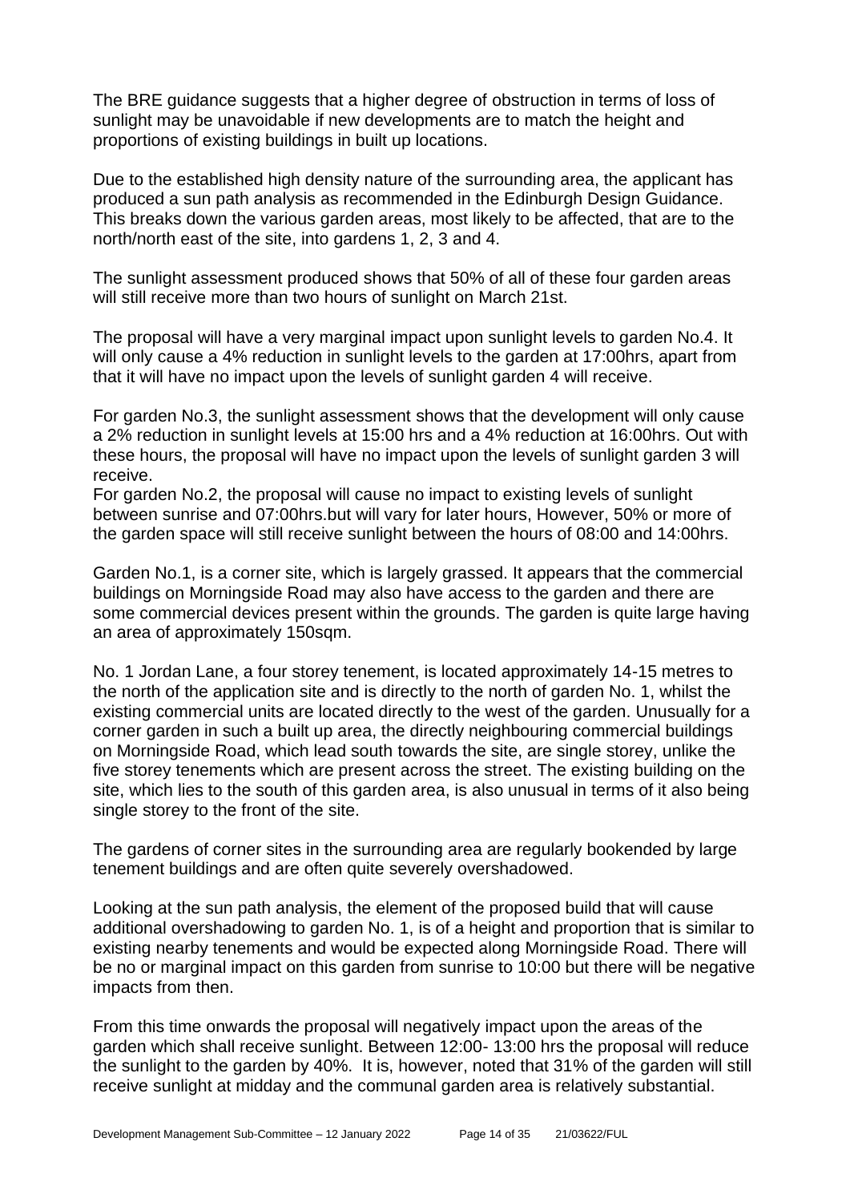The BRE guidance suggests that a higher degree of obstruction in terms of loss of sunlight may be unavoidable if new developments are to match the height and proportions of existing buildings in built up locations.

Due to the established high density nature of the surrounding area, the applicant has produced a sun path analysis as recommended in the Edinburgh Design Guidance. This breaks down the various garden areas, most likely to be affected, that are to the north/north east of the site, into gardens 1, 2, 3 and 4.

The sunlight assessment produced shows that 50% of all of these four garden areas will still receive more than two hours of sunlight on March 21st.

The proposal will have a very marginal impact upon sunlight levels to garden No.4. It will only cause a 4% reduction in sunlight levels to the garden at 17:00hrs, apart from that it will have no impact upon the levels of sunlight garden 4 will receive.

For garden No.3, the sunlight assessment shows that the development will only cause a 2% reduction in sunlight levels at 15:00 hrs and a 4% reduction at 16:00hrs. Out with these hours, the proposal will have no impact upon the levels of sunlight garden 3 will receive.
For garden No.2, the proposal will cause no impact to existing levels of sunlight between sunrise and 07:00hrs.but will vary for later hours, However, 50% or more of the garden space will still receive sunlight between the hours of 08:00 and 14:00hrs.

Garden No.1, is a corner site, which is largely grassed. It appears that the commercial buildings on Morningside Road may also have access to the garden and there are some commercial devices present within the grounds. The garden is quite large having an area of approximately 150sqm.

No. 1 Jordan Lane, a four storey tenement, is located approximately 14-15 metres to the north of the application site and is directly to the north of garden No. 1, whilst the existing commercial units are located directly to the west of the garden. Unusually for a corner garden in such a built up area, the directly neighbouring commercial buildings on Morningside Road, which lead south towards the site, are single storey, unlike the five storey tenements which are present across the street. The existing building on the site, which lies to the south of this garden area, is also unusual in terms of it also being single storey to the front of the site.

The gardens of corner sites in the surrounding area are regularly bookended by large tenement buildings and are often quite severely overshadowed.

Looking at the sun path analysis, the element of the proposed build that will cause additional overshadowing to garden No. 1, is of a height and proportion that is similar to existing nearby tenements and would be expected along Morningside Road. There will be no or marginal impact on this garden from sunrise to 10:00 but there will be negative impacts from then.

From this time onwards the proposal will negatively impact upon the areas of the garden which shall receive sunlight. Between 12:00- 13:00 hrs the proposal will reduce the sunlight to the garden by 40%. It is, however, noted that 31% of the garden will still receive sunlight at midday and the communal garden area is relatively substantial.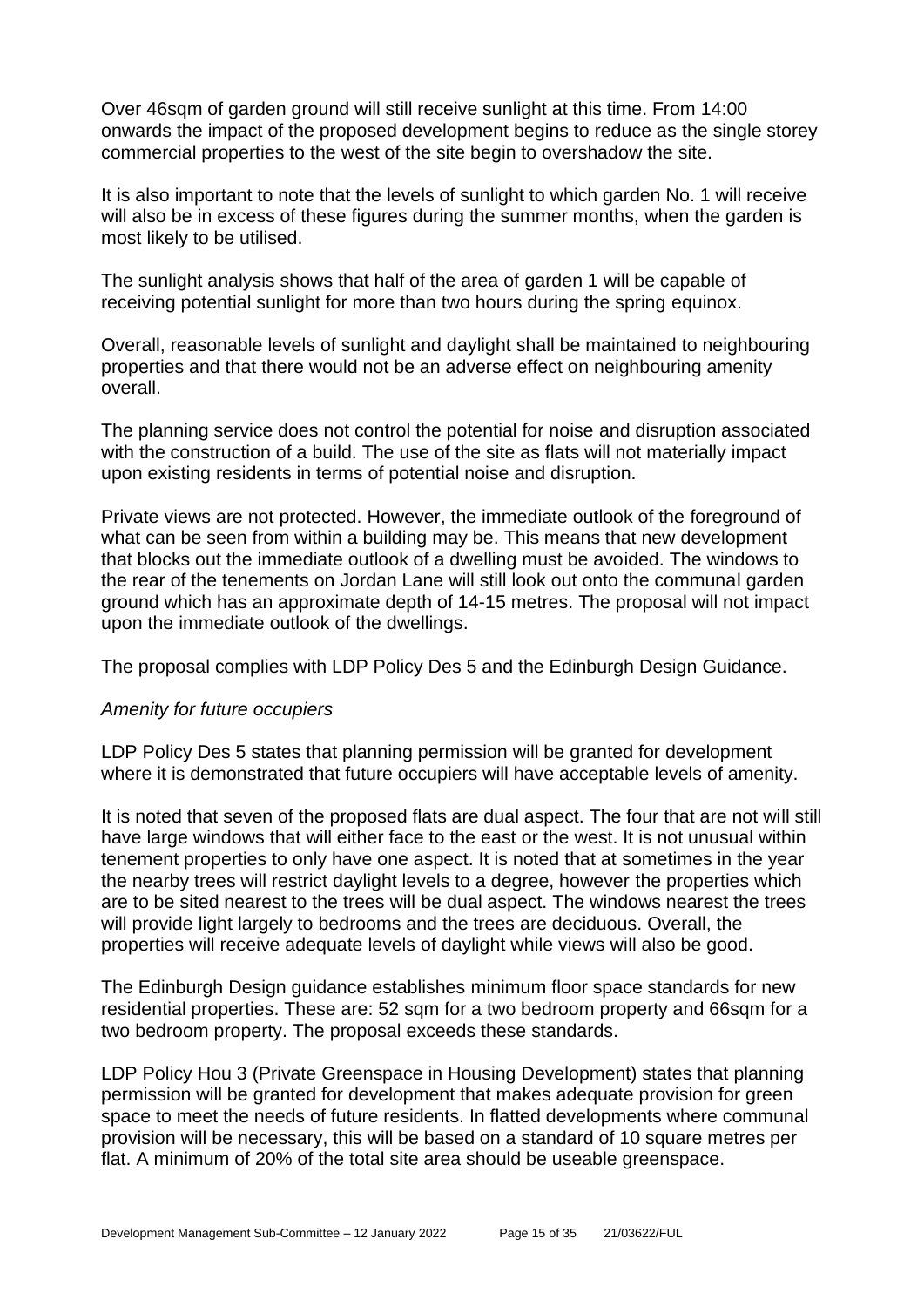Over 46sqm of garden ground will still receive sunlight at this time. From 14:00 onwards the impact of the proposed development begins to reduce as the single storey commercial properties to the west of the site begin to overshadow the site.

It is also important to note that the levels of sunlight to which garden No. 1 will receive will also be in excess of these figures during the summer months, when the garden is most likely to be utilised.

The sunlight analysis shows that half of the area of garden 1 will be capable of receiving potential sunlight for more than two hours during the spring equinox.

Overall, reasonable levels of sunlight and daylight shall be maintained to neighbouring properties and that there would not be an adverse effect on neighbouring amenity overall.

The planning service does not control the potential for noise and disruption associated with the construction of a build. The use of the site as flats will not materially impact upon existing residents in terms of potential noise and disruption.

Private views are not protected. However, the immediate outlook of the foreground of what can be seen from within a building may be. This means that new development that blocks out the immediate outlook of a dwelling must be avoided. The windows to the rear of the tenements on Jordan Lane will still look out onto the communal garden ground which has an approximate depth of 14-15 metres. The proposal will not impact upon the immediate outlook of the dwellings.

The proposal complies with LDP Policy Des 5 and the Edinburgh Design Guidance.

*Amenity for future occupiers*

LDP Policy Des 5 states that planning permission will be granted for development where it is demonstrated that future occupiers will have acceptable levels of amenity.

It is noted that seven of the proposed flats are dual aspect. The four that are not will still have large windows that will either face to the east or the west. It is not unusual within tenement properties to only have one aspect. It is noted that at sometimes in the year the nearby trees will restrict daylight levels to a degree, however the properties which are to be sited nearest to the trees will be dual aspect. The windows nearest the trees will provide light largely to bedrooms and the trees are deciduous. Overall, the properties will receive adequate levels of daylight while views will also be good.

The Edinburgh Design guidance establishes minimum floor space standards for new residential properties. These are: 52 sqm for a two bedroom property and 66sqm for a two bedroom property. The proposal exceeds these standards.

LDP Policy Hou 3 (Private Greenspace in Housing Development) states that planning permission will be granted for development that makes adequate provision for green space to meet the needs of future residents. In flatted developments where communal provision will be necessary, this will be based on a standard of 10 square metres per flat. A minimum of 20% of the total site area should be useable greenspace.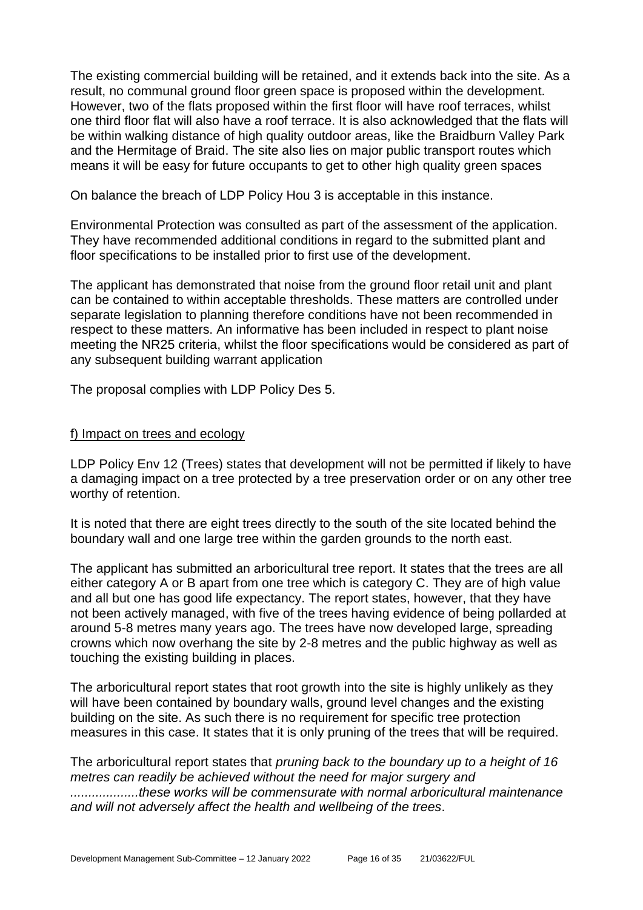The existing commercial building will be retained, and it extends back into the site. As a result, no communal ground floor green space is proposed within the development. However, two of the flats proposed within the first floor will have roof terraces, whilst one third floor flat will also have a roof terrace. It is also acknowledged that the flats will be within walking distance of high quality outdoor areas, like the Braidburn Valley Park and the Hermitage of Braid. The site also lies on major public transport routes which means it will be easy for future occupants to get to other high quality green spaces

On balance the breach of LDP Policy Hou 3 is acceptable in this instance.

Environmental Protection was consulted as part of the assessment of the application. They have recommended additional conditions in regard to the submitted plant and floor specifications to be installed prior to first use of the development.

The applicant has demonstrated that noise from the ground floor retail unit and plant can be contained to within acceptable thresholds. These matters are controlled under separate legislation to planning therefore conditions have not been recommended in respect to these matters. An informative has been included in respect to plant noise meeting the NR25 criteria, whilst the floor specifications would be considered as part of any subsequent building warrant application

The proposal complies with LDP Policy Des 5.

f) Impact on trees and ecology

LDP Policy Env 12 (Trees) states that development will not be permitted if likely to have a damaging impact on a tree protected by a tree preservation order or on any other tree worthy of retention.

It is noted that there are eight trees directly to the south of the site located behind the boundary wall and one large tree within the garden grounds to the north east.

The applicant has submitted an arboricultural tree report. It states that the trees are all either category A or B apart from one tree which is category C. They are of high value and all but one has good life expectancy. The report states, however, that they have not been actively managed, with five of the trees having evidence of being pollarded at around 5-8 metres many years ago. The trees have now developed large, spreading crowns which now overhang the site by 2-8 metres and the public highway as well as touching the existing building in places.

The arboricultural report states that root growth into the site is highly unlikely as they will have been contained by boundary walls, ground level changes and the existing building on the site. As such there is no requirement for specific tree protection measures in this case. It states that it is only pruning of the trees that will be required.

The arboricultural report states that *pruning back to the boundary up to a height of 16 metres can readily be achieved without the need for major surgery and ...................these works will be commensurate with normal arboricultural maintenance and will not adversely affect the health and wellbeing of the trees*.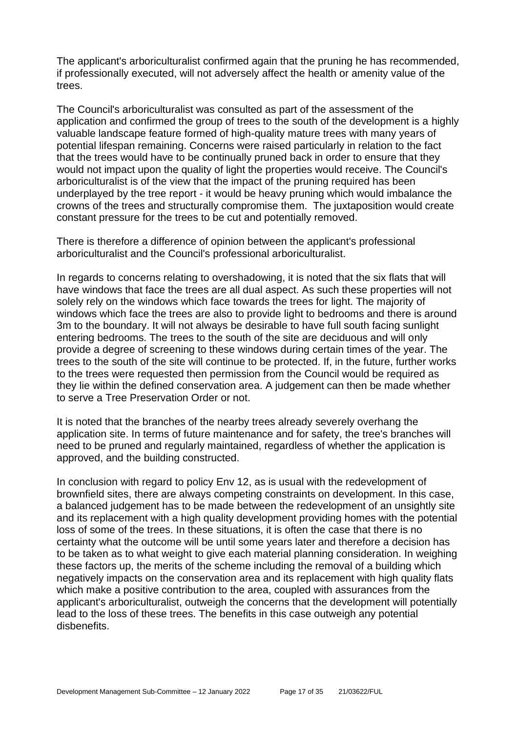The applicant's arboriculturalist confirmed again that the pruning he has recommended, if professionally executed, will not adversely affect the health or amenity value of the trees.

The Council's arboriculturalist was consulted as part of the assessment of the application and confirmed the group of trees to the south of the development is a highly valuable landscape feature formed of high-quality mature trees with many years of potential lifespan remaining. Concerns were raised particularly in relation to the fact that the trees would have to be continually pruned back in order to ensure that they would not impact upon the quality of light the properties would receive. The Council's arboriculturalist is of the view that the impact of the pruning required has been underplayed by the tree report - it would be heavy pruning which would imbalance the crowns of the trees and structurally compromise them. The juxtaposition would create constant pressure for the trees to be cut and potentially removed.

There is therefore a difference of opinion between the applicant's professional arboriculturalist and the Council's professional arboriculturalist.

In regards to concerns relating to overshadowing, it is noted that the six flats that will have windows that face the trees are all dual aspect. As such these properties will not solely rely on the windows which face towards the trees for light. The majority of windows which face the trees are also to provide light to bedrooms and there is around 3m to the boundary. It will not always be desirable to have full south facing sunlight entering bedrooms. The trees to the south of the site are deciduous and will only provide a degree of screening to these windows during certain times of the year. The trees to the south of the site will continue to be protected. If, in the future, further works to the trees were requested then permission from the Council would be required as they lie within the defined conservation area. A judgement can then be made whether to serve a Tree Preservation Order or not.

It is noted that the branches of the nearby trees already severely overhang the application site. In terms of future maintenance and for safety, the tree's branches will need to be pruned and regularly maintained, regardless of whether the application is approved, and the building constructed.

In conclusion with regard to policy Env 12, as is usual with the redevelopment of brownfield sites, there are always competing constraints on development. In this case, a balanced judgement has to be made between the redevelopment of an unsightly site and its replacement with a high quality development providing homes with the potential loss of some of the trees. In these situations, it is often the case that there is no certainty what the outcome will be until some years later and therefore a decision has to be taken as to what weight to give each material planning consideration. In weighing these factors up, the merits of the scheme including the removal of a building which negatively impacts on the conservation area and its replacement with high quality flats which make a positive contribution to the area, coupled with assurances from the applicant's arboriculturalist, outweigh the concerns that the development will potentially lead to the loss of these trees. The benefits in this case outweigh any potential disbenefits.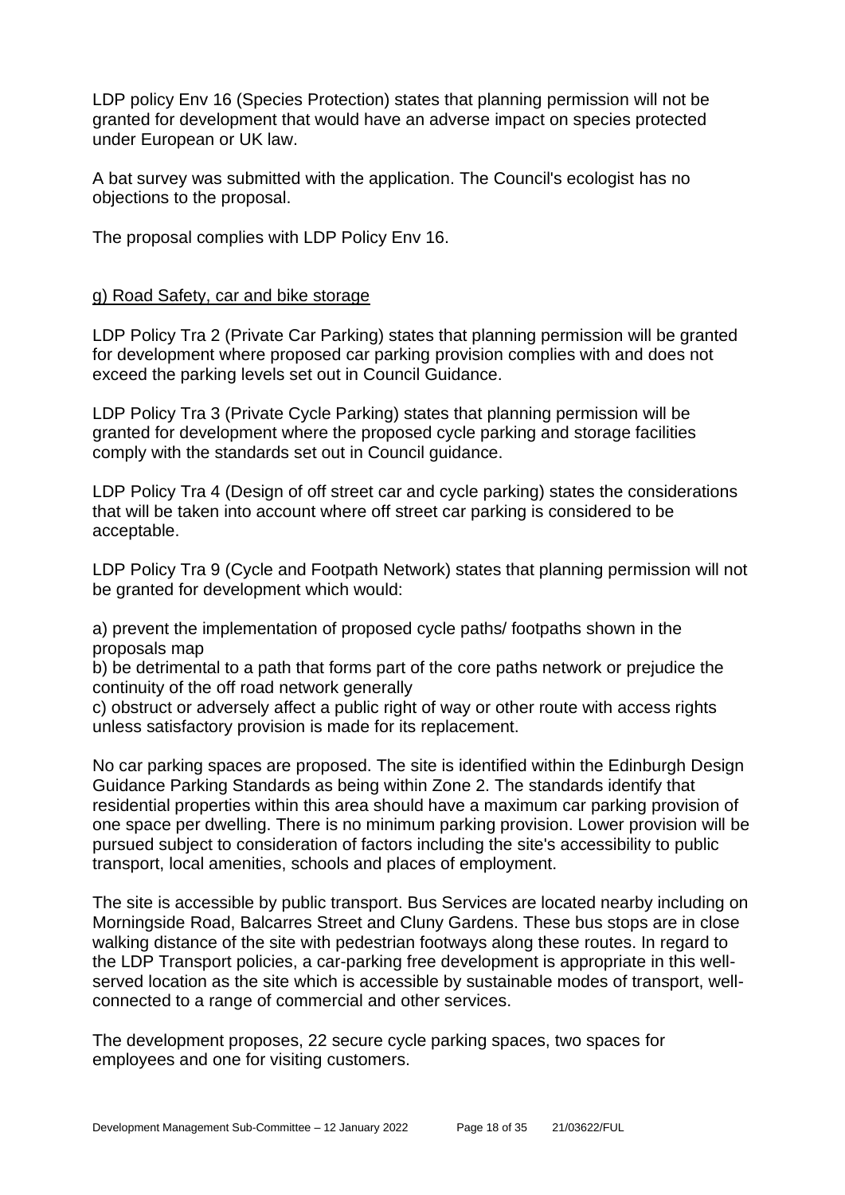LDP policy Env 16 (Species Protection) states that planning permission will not be granted for development that would have an adverse impact on species protected under European or UK law.

A bat survey was submitted with the application. The Council's ecologist has no objections to the proposal.

The proposal complies with LDP Policy Env 16.

g) Road Safety, car and bike storage

LDP Policy Tra 2 (Private Car Parking) states that planning permission will be granted for development where proposed car parking provision complies with and does not exceed the parking levels set out in Council Guidance.

LDP Policy Tra 3 (Private Cycle Parking) states that planning permission will be granted for development where the proposed cycle parking and storage facilities comply with the standards set out in Council guidance.

LDP Policy Tra 4 (Design of off street car and cycle parking) states the considerations that will be taken into account where off street car parking is considered to be acceptable.

LDP Policy Tra 9 (Cycle and Footpath Network) states that planning permission will not be granted for development which would:

a) prevent the implementation of proposed cycle paths/ footpaths shown in the proposals map
b) be detrimental to a path that forms part of the core paths network or prejudice the continuity of the off road network generally
c) obstruct or adversely affect a public right of way or other route with access rights unless satisfactory provision is made for its replacement.

No car parking spaces are proposed. The site is identified within the Edinburgh Design Guidance Parking Standards as being within Zone 2. The standards identify that residential properties within this area should have a maximum car parking provision of one space per dwelling. There is no minimum parking provision. Lower provision will be pursued subject to consideration of factors including the site's accessibility to public transport, local amenities, schools and places of employment.

The site is accessible by public transport. Bus Services are located nearby including on Morningside Road, Balcarres Street and Cluny Gardens. These bus stops are in close walking distance of the site with pedestrian footways along these routes. In regard to the LDP Transport policies, a car-parking free development is appropriate in this well-served location as the site which is accessible by sustainable modes of transport, well-connected to a range of commercial and other services.

The development proposes, 22 secure cycle parking spaces, two spaces for employees and one for visiting customers.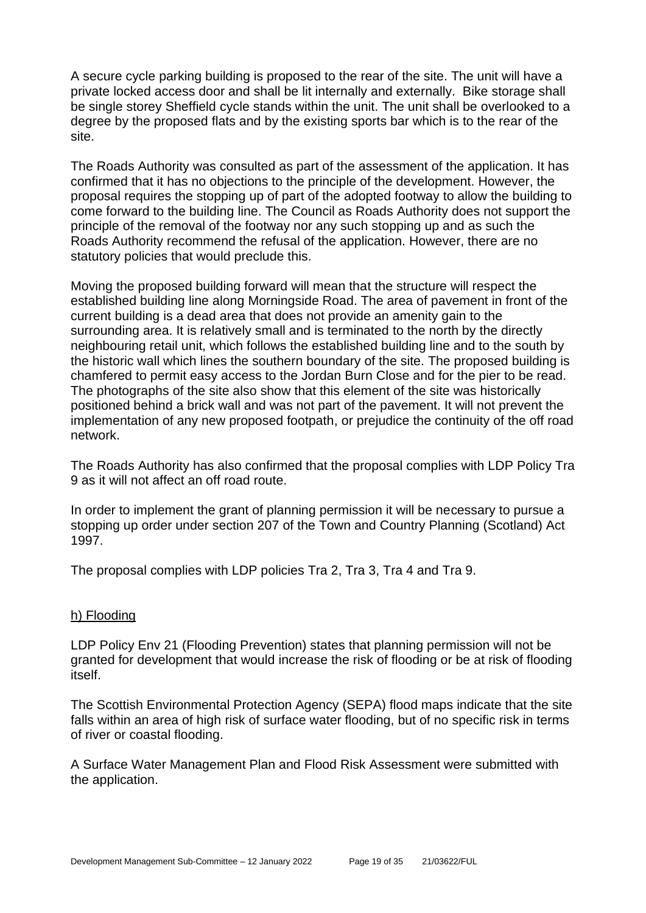A secure cycle parking building is proposed to the rear of the site. The unit will have a private locked access door and shall be lit internally and externally. Bike storage shall be single storey Sheffield cycle stands within the unit. The unit shall be overlooked to a degree by the proposed flats and by the existing sports bar which is to the rear of the site.

The Roads Authority was consulted as part of the assessment of the application. It has confirmed that it has no objections to the principle of the development. However, the proposal requires the stopping up of part of the adopted footway to allow the building to come forward to the building line. The Council as Roads Authority does not support the principle of the removal of the footway nor any such stopping up and as such the Roads Authority recommend the refusal of the application. However, there are no statutory policies that would preclude this.

Moving the proposed building forward will mean that the structure will respect the established building line along Morningside Road. The area of pavement in front of the current building is a dead area that does not provide an amenity gain to the surrounding area. It is relatively small and is terminated to the north by the directly neighbouring retail unit, which follows the established building line and to the south by the historic wall which lines the southern boundary of the site. The proposed building is chamfered to permit easy access to the Jordan Burn Close and for the pier to be read. The photographs of the site also show that this element of the site was historically positioned behind a brick wall and was not part of the pavement. It will not prevent the implementation of any new proposed footpath, or prejudice the continuity of the off road network.

The Roads Authority has also confirmed that the proposal complies with LDP Policy Tra 9 as it will not affect an off road route.

In order to implement the grant of planning permission it will be necessary to pursue a stopping up order under section 207 of the Town and Country Planning (Scotland) Act 1997.

The proposal complies with LDP policies Tra 2, Tra 3, Tra 4 and Tra 9.

h) Flooding

LDP Policy Env 21 (Flooding Prevention) states that planning permission will not be granted for development that would increase the risk of flooding or be at risk of flooding itself.

The Scottish Environmental Protection Agency (SEPA) flood maps indicate that the site falls within an area of high risk of surface water flooding, but of no specific risk in terms of river or coastal flooding.

A Surface Water Management Plan and Flood Risk Assessment were submitted with the application.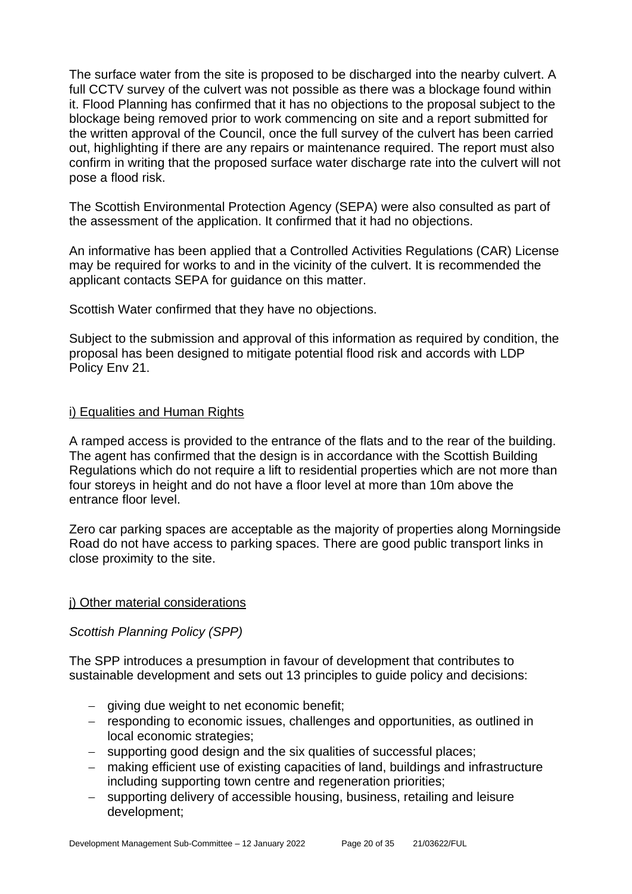The surface water from the site is proposed to be discharged into the nearby culvert. A full CCTV survey of the culvert was not possible as there was a blockage found within it. Flood Planning has confirmed that it has no objections to the proposal subject to the blockage being removed prior to work commencing on site and a report submitted for the written approval of the Council, once the full survey of the culvert has been carried out, highlighting if there are any repairs or maintenance required. The report must also confirm in writing that the proposed surface water discharge rate into the culvert will not pose a flood risk.

The Scottish Environmental Protection Agency (SEPA) were also consulted as part of the assessment of the application. It confirmed that it had no objections.

An informative has been applied that a Controlled Activities Regulations (CAR) License may be required for works to and in the vicinity of the culvert. It is recommended the applicant contacts SEPA for guidance on this matter.

Scottish Water confirmed that they have no objections.

Subject to the submission and approval of this information as required by condition, the proposal has been designed to mitigate potential flood risk and accords with LDP Policy Env 21.

i) Equalities and Human Rights

A ramped access is provided to the entrance of the flats and to the rear of the building. The agent has confirmed that the design is in accordance with the Scottish Building Regulations which do not require a lift to residential properties which are not more than four storeys in height and do not have a floor level at more than 10m above the entrance floor level.

Zero car parking spaces are acceptable as the majority of properties along Morningside Road do not have access to parking spaces. There are good public transport links in close proximity to the site.

j) Other material considerations

*Scottish Planning Policy (SPP)*

The SPP introduces a presumption in favour of development that contributes to sustainable development and sets out 13 principles to guide policy and decisions:

- giving due weight to net economic benefit;
- responding to economic issues, challenges and opportunities, as outlined in local economic strategies;
- supporting good design and the six qualities of successful places;
- making efficient use of existing capacities of land, buildings and infrastructure including supporting town centre and regeneration priorities;
- supporting delivery of accessible housing, business, retailing and leisure development;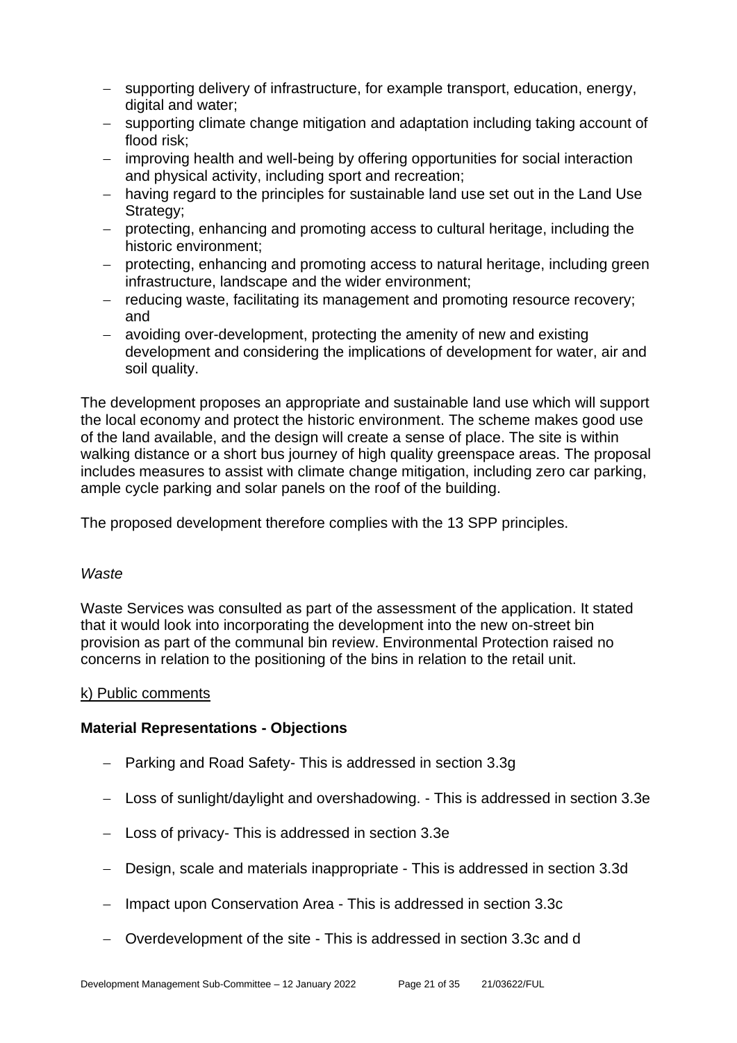- supporting delivery of infrastructure, for example transport, education, energy, digital and water;
- supporting climate change mitigation and adaptation including taking account of flood risk;
- improving health and well-being by offering opportunities for social interaction and physical activity, including sport and recreation;
- having regard to the principles for sustainable land use set out in the Land Use Strategy;
- protecting, enhancing and promoting access to cultural heritage, including the historic environment;
- protecting, enhancing and promoting access to natural heritage, including green infrastructure, landscape and the wider environment;
- reducing waste, facilitating its management and promoting resource recovery; and
- avoiding over-development, protecting the amenity of new and existing development and considering the implications of development for water, air and soil quality.

The development proposes an appropriate and sustainable land use which will support the local economy and protect the historic environment. The scheme makes good use of the land available, and the design will create a sense of place. The site is within walking distance or a short bus journey of high quality greenspace areas. The proposal includes measures to assist with climate change mitigation, including zero car parking, ample cycle parking and solar panels on the roof of the building.

The proposed development therefore complies with the 13 SPP principles.

*Waste*

Waste Services was consulted as part of the assessment of the application. It stated that it would look into incorporating the development into the new on-street bin provision as part of the communal bin review. Environmental Protection raised no concerns in relation to the positioning of the bins in relation to the retail unit.

k) Public comments

**Material Representations - Objections**

- Parking and Road Safety- This is addressed in section 3.3g
- Loss of sunlight/daylight and overshadowing. - This is addressed in section 3.3e
- Loss of privacy- This is addressed in section 3.3e
- Design, scale and materials inappropriate - This is addressed in section 3.3d
- Impact upon Conservation Area - This is addressed in section 3.3c
- Overdevelopment of the site - This is addressed in section 3.3c and d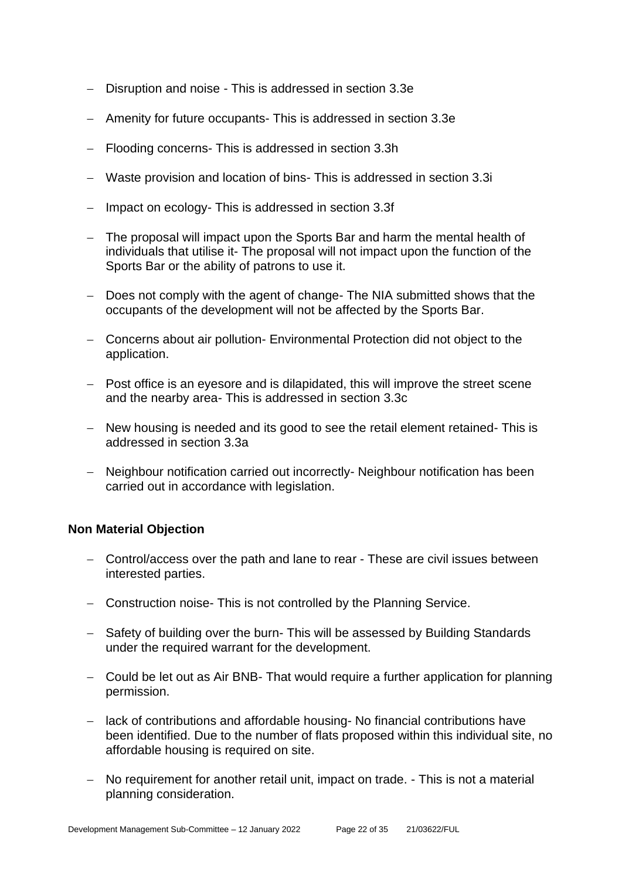- Disruption and noise - This is addressed in section 3.3e
- Amenity for future occupants- This is addressed in section 3.3e
- Flooding concerns- This is addressed in section 3.3h
- Waste provision and location of bins- This is addressed in section 3.3i
- Impact on ecology- This is addressed in section 3.3f
- The proposal will impact upon the Sports Bar and harm the mental health of individuals that utilise it- The proposal will not impact upon the function of the Sports Bar or the ability of patrons to use it.
- Does not comply with the agent of change- The NIA submitted shows that the occupants of the development will not be affected by the Sports Bar.
- Concerns about air pollution- Environmental Protection did not object to the application.
- Post office is an eyesore and is dilapidated, this will improve the street scene and the nearby area- This is addressed in section 3.3c
- New housing is needed and its good to see the retail element retained- This is addressed in section 3.3a
- Neighbour notification carried out incorrectly- Neighbour notification has been carried out in accordance with legislation.

**Non Material Objection**

- Control/access over the path and lane to rear - These are civil issues between interested parties.
- Construction noise- This is not controlled by the Planning Service.
- Safety of building over the burn- This will be assessed by Building Standards under the required warrant for the development.
- Could be let out as Air BNB- That would require a further application for planning permission.
- lack of contributions and affordable housing- No financial contributions have been identified. Due to the number of flats proposed within this individual site, no affordable housing is required on site.
- No requirement for another retail unit, impact on trade. - This is not a material planning consideration.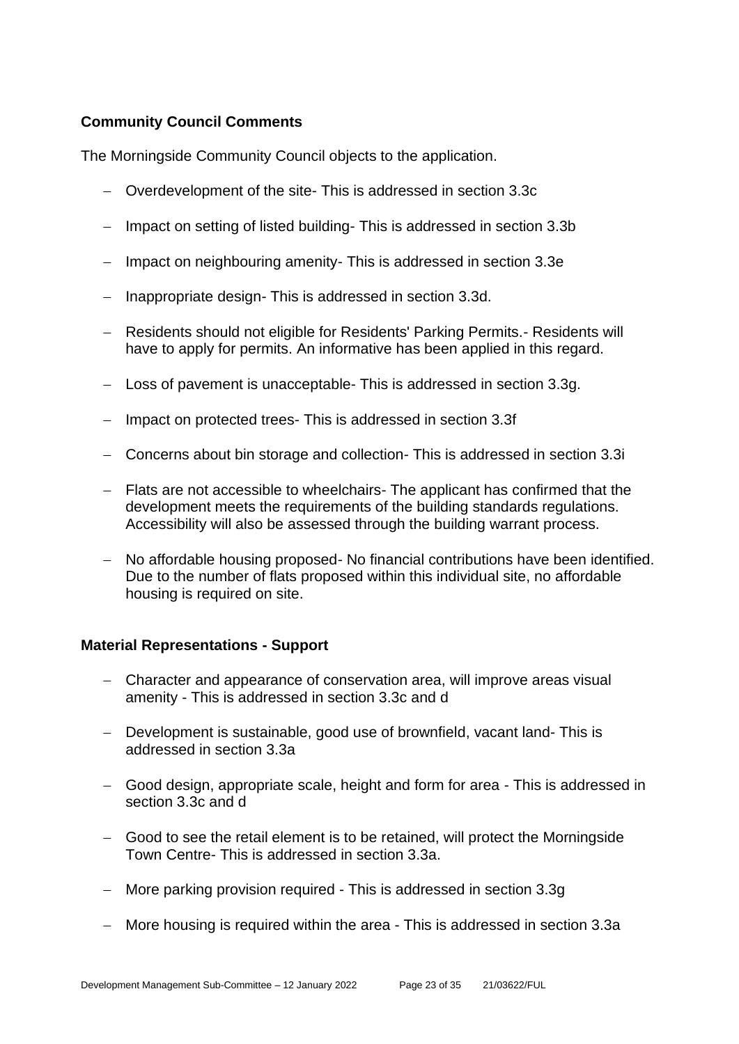**Community Council Comments**

The Morningside Community Council objects to the application.

- Overdevelopment of the site- This is addressed in section 3.3c
- Impact on setting of listed building- This is addressed in section 3.3b
- Impact on neighbouring amenity- This is addressed in section 3.3e
- Inappropriate design- This is addressed in section 3.3d.
- Residents should not eligible for Residents' Parking Permits.- Residents will have to apply for permits. An informative has been applied in this regard.
- Loss of pavement is unacceptable- This is addressed in section 3.3g.
- Impact on protected trees- This is addressed in section 3.3f
- Concerns about bin storage and collection- This is addressed in section 3.3i
- Flats are not accessible to wheelchairs- The applicant has confirmed that the development meets the requirements of the building standards regulations. Accessibility will also be assessed through the building warrant process.
- No affordable housing proposed- No financial contributions have been identified. Due to the number of flats proposed within this individual site, no affordable housing is required on site.

**Material Representations - Support**

- Character and appearance of conservation area, will improve areas visual amenity - This is addressed in section 3.3c and d
- Development is sustainable, good use of brownfield, vacant land- This is addressed in section 3.3a
- Good design, appropriate scale, height and form for area - This is addressed in section 3.3c and d
- Good to see the retail element is to be retained, will protect the Morningside Town Centre- This is addressed in section 3.3a.
- More parking provision required - This is addressed in section 3.3g
- More housing is required within the area - This is addressed in section 3.3a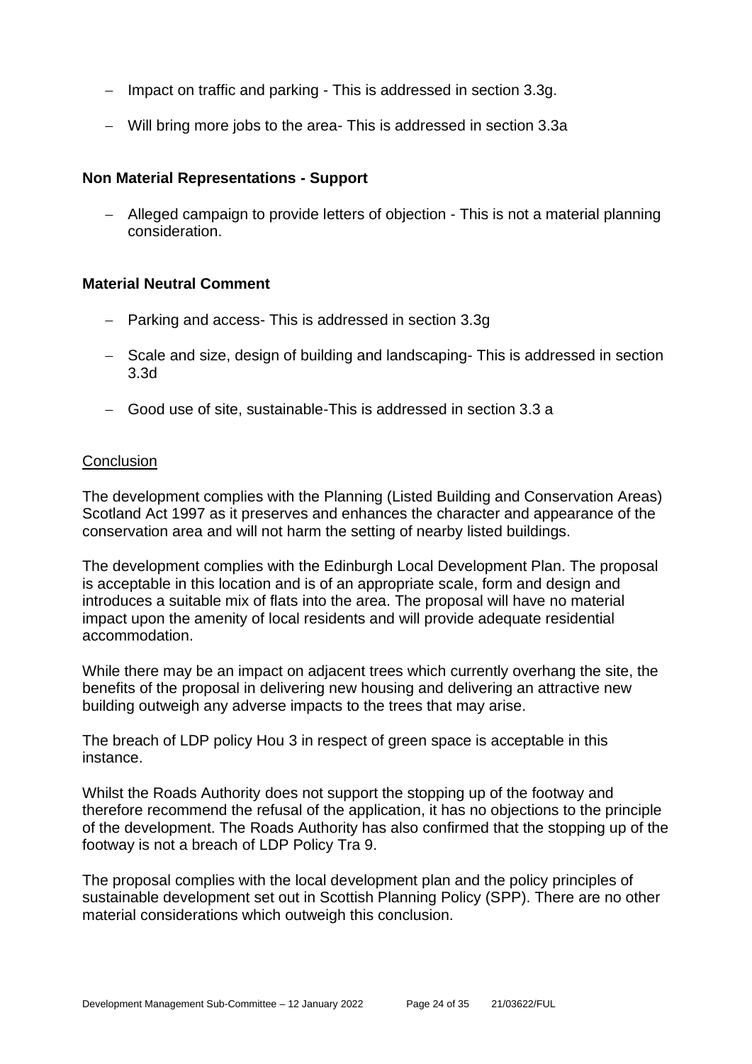- Impact on traffic and parking - This is addressed in section 3.3g.
- Will bring more jobs to the area- This is addressed in section 3.3a

**Non Material Representations - Support**

- Alleged campaign to provide letters of objection - This is not a material planning consideration.

**Material Neutral Comment**

- Parking and access- This is addressed in section 3.3g
- Scale and size, design of building and landscaping- This is addressed in section 3.3d
- Good use of site, sustainable-This is addressed in section 3.3 a

Conclusion

The development complies with the Planning (Listed Building and Conservation Areas) Scotland Act 1997 as it preserves and enhances the character and appearance of the conservation area and will not harm the setting of nearby listed buildings.

The development complies with the Edinburgh Local Development Plan. The proposal is acceptable in this location and is of an appropriate scale, form and design and introduces a suitable mix of flats into the area. The proposal will have no material impact upon the amenity of local residents and will provide adequate residential accommodation.

While there may be an impact on adjacent trees which currently overhang the site, the benefits of the proposal in delivering new housing and delivering an attractive new building outweigh any adverse impacts to the trees that may arise.

The breach of LDP policy Hou 3 in respect of green space is acceptable in this instance.

Whilst the Roads Authority does not support the stopping up of the footway and therefore recommend the refusal of the application, it has no objections to the principle of the development. The Roads Authority has also confirmed that the stopping up of the footway is not a breach of LDP Policy Tra 9.

The proposal complies with the local development plan and the policy principles of sustainable development set out in Scottish Planning Policy (SPP). There are no other material considerations which outweigh this conclusion.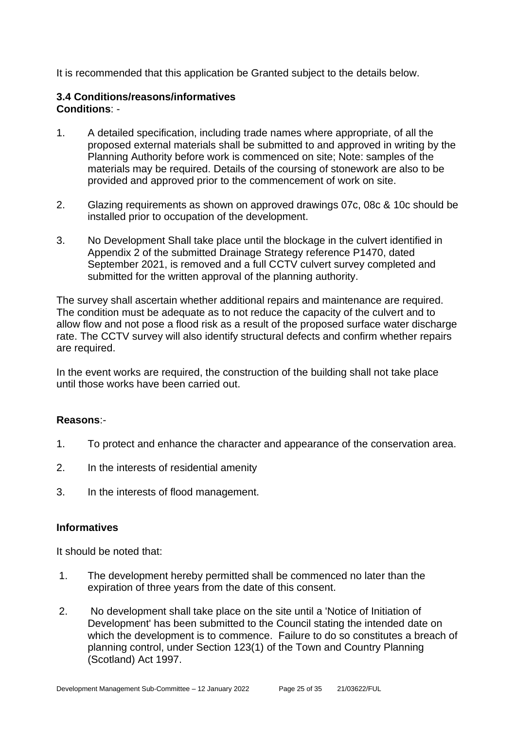It is recommended that this application be Granted subject to the details below.

### 3.4 Conditions/reasons/informatives

**Conditions**: -

1. A detailed specification, including trade names where appropriate, of all the proposed external materials shall be submitted to and approved in writing by the Planning Authority before work is commenced on site; Note: samples of the materials may be required. Details of the coursing of stonework are also to be provided and approved prior to the commencement of work on site.

2. Glazing requirements as shown on approved drawings 07c, 08c & 10c should be installed prior to occupation of the development.

3. No Development Shall take place until the blockage in the culvert identified in Appendix 2 of the submitted Drainage Strategy reference P1470, dated September 2021, is removed and a full CCTV culvert survey completed and submitted for the written approval of the planning authority.

The survey shall ascertain whether additional repairs and maintenance are required. The condition must be adequate as to not reduce the capacity of the culvert and to allow flow and not pose a flood risk as a result of the proposed surface water discharge rate. The CCTV survey will also identify structural defects and confirm whether repairs are required.

In the event works are required, the construction of the building shall not take place until those works have been carried out.

**Reasons**:-

1. To protect and enhance the character and appearance of the conservation area.

2. In the interests of residential amenity

3. In the interests of flood management.

**Informatives**

It should be noted that:

1. The development hereby permitted shall be commenced no later than the expiration of three years from the date of this consent.

2. No development shall take place on the site until a 'Notice of Initiation of Development' has been submitted to the Council stating the intended date on which the development is to commence. Failure to do so constitutes a breach of planning control, under Section 123(1) of the Town and Country Planning (Scotland) Act 1997.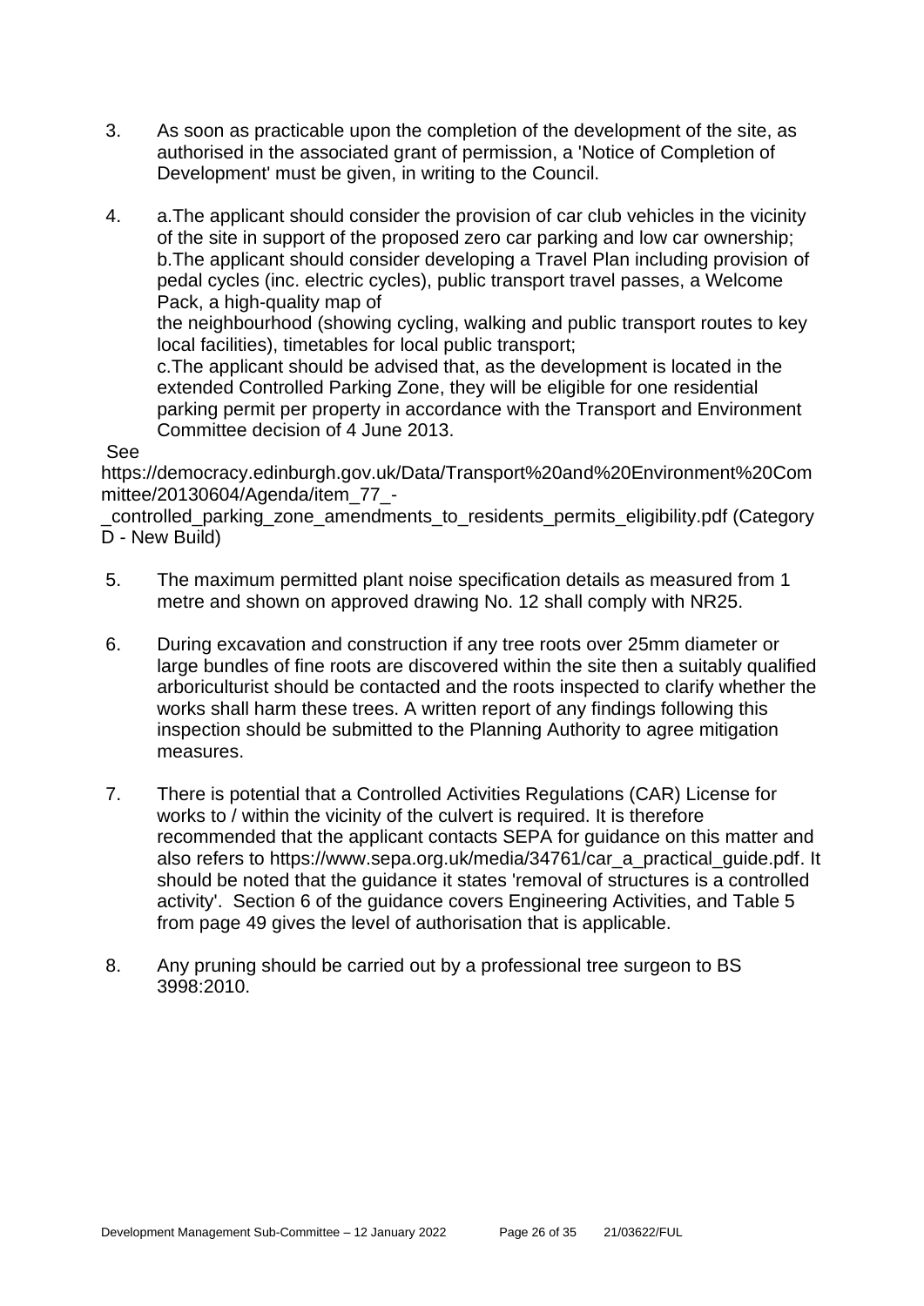3. As soon as practicable upon the completion of the development of the site, as authorised in the associated grant of permission, a 'Notice of Completion of Development' must be given, in writing to the Council.

4. a.The applicant should consider the provision of car club vehicles in the vicinity of the site in support of the proposed zero car parking and low car ownership;
   b.The applicant should consider developing a Travel Plan including provision of pedal cycles (inc. electric cycles), public transport travel passes, a Welcome Pack, a high-quality map of
   the neighbourhood (showing cycling, walking and public transport routes to key local facilities), timetables for local public transport;
   c.The applicant should be advised that, as the development is located in the extended Controlled Parking Zone, they will be eligible for one residential parking permit per property in accordance with the Transport and Environment Committee decision of 4 June 2013.

See
https://democracy.edinburgh.gov.uk/Data/Transport%20and%20Environment%20Committee/20130604/Agenda/item_77_-_controlled_parking_zone_amendments_to_residents_permits_eligibility.pdf (Category D - New Build)

5. The maximum permitted plant noise specification details as measured from 1 metre and shown on approved drawing No. 12 shall comply with NR25.

6. During excavation and construction if any tree roots over 25mm diameter or large bundles of fine roots are discovered within the site then a suitably qualified arboriculturist should be contacted and the roots inspected to clarify whether the works shall harm these trees. A written report of any findings following this inspection should be submitted to the Planning Authority to agree mitigation measures.

7. There is potential that a Controlled Activities Regulations (CAR) License for works to / within the vicinity of the culvert is required. It is therefore recommended that the applicant contacts SEPA for guidance on this matter and also refers to https://www.sepa.org.uk/media/34761/car_a_practical_guide.pdf. It should be noted that the guidance it states 'removal of structures is a controlled activity'. Section 6 of the guidance covers Engineering Activities, and Table 5 from page 49 gives the level of authorisation that is applicable.

8. Any pruning should be carried out by a professional tree surgeon to BS 3998:2010.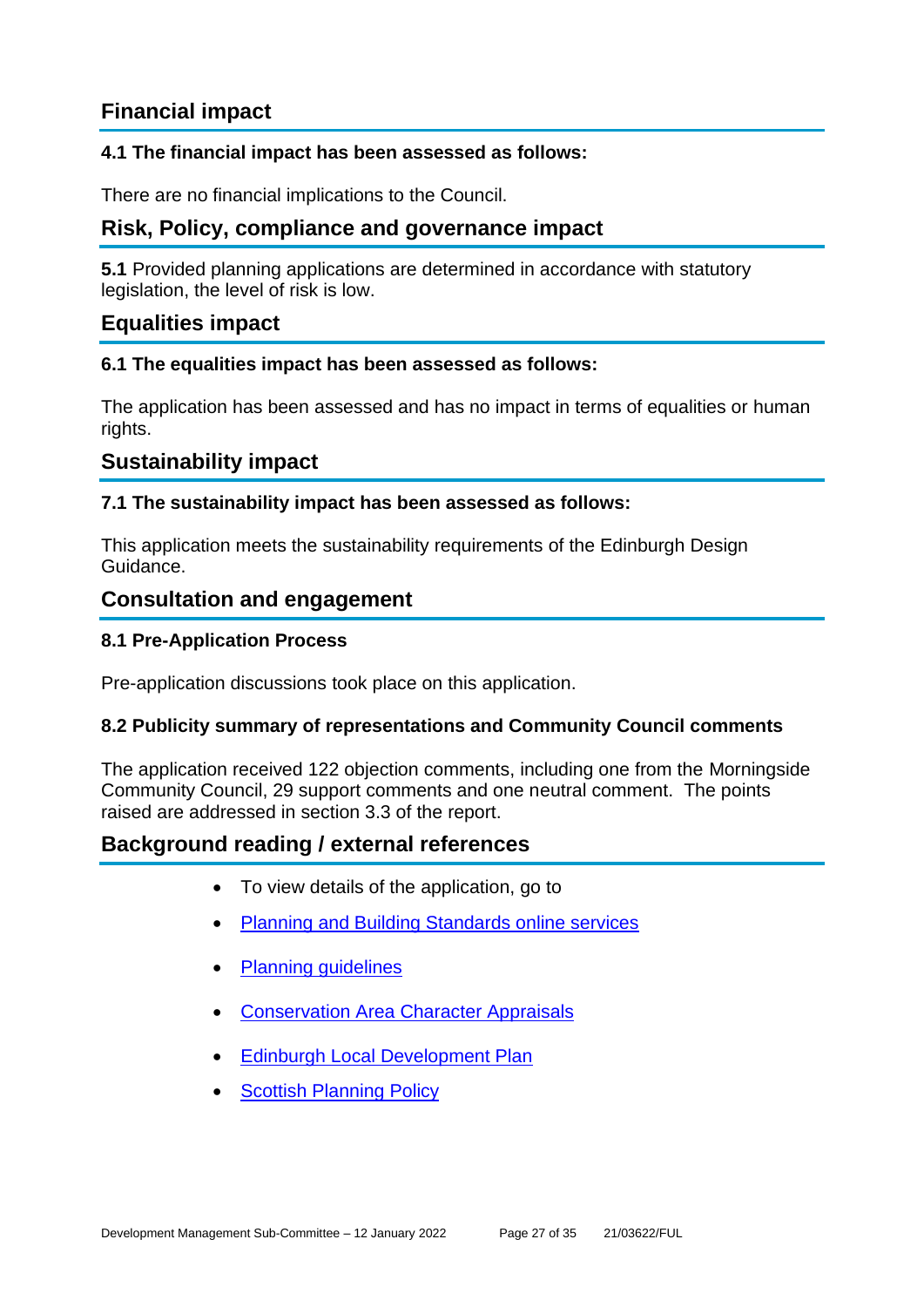## Financial impact

### 4.1 The financial impact has been assessed as follows:

There are no financial implications to the Council.

## Risk, Policy, compliance and governance impact

**5.1** Provided planning applications are determined in accordance with statutory legislation, the level of risk is low.

## Equalities impact

### 6.1 The equalities impact has been assessed as follows:

The application has been assessed and has no impact in terms of equalities or human rights.

## Sustainability impact

### 7.1 The sustainability impact has been assessed as follows:

This application meets the sustainability requirements of the Edinburgh Design Guidance.

## Consultation and engagement

### 8.1 Pre-Application Process

Pre-application discussions took place on this application.

### 8.2 Publicity summary of representations and Community Council comments

The application received 122 objection comments, including one from the Morningside Community Council, 29 support comments and one neutral comment. The points raised are addressed in section 3.3 of the report.

## Background reading / external references

- To view details of the application, go to
- Planning and Building Standards online services
- Planning guidelines
- Conservation Area Character Appraisals
- Edinburgh Local Development Plan
- Scottish Planning Policy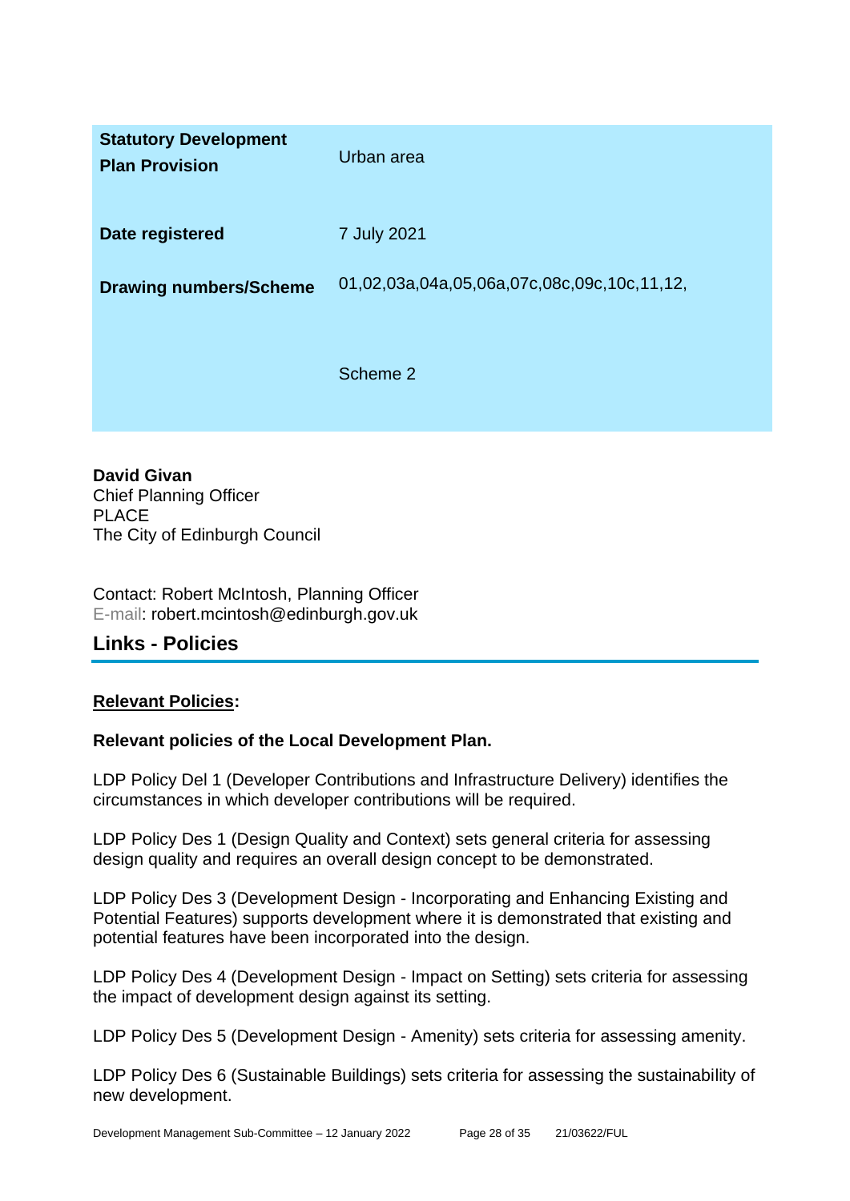| | |
|---|---|
| **Statutory Development Plan Provision** | Urban area |
| **Date registered** | 7 July 2021 |
| **Drawing numbers/Scheme** | 01,02,03a,04a,05,06a,07c,08c,09c,10c,11,12,<br><br>Scheme 2 |

**David Givan**
Chief Planning Officer
PLACE
The City of Edinburgh Council

Contact: Robert McIntosh, Planning Officer
E-mail: robert.mcintosh@edinburgh.gov.uk

## Links - Policies

**Relevant Policies:**

**Relevant policies of the Local Development Plan.**

LDP Policy Del 1 (Developer Contributions and Infrastructure Delivery) identifies the circumstances in which developer contributions will be required.

LDP Policy Des 1 (Design Quality and Context) sets general criteria for assessing design quality and requires an overall design concept to be demonstrated.

LDP Policy Des 3 (Development Design - Incorporating and Enhancing Existing and Potential Features) supports development where it is demonstrated that existing and potential features have been incorporated into the design.

LDP Policy Des 4 (Development Design - Impact on Setting) sets criteria for assessing the impact of development design against its setting.

LDP Policy Des 5 (Development Design - Amenity) sets criteria for assessing amenity.

LDP Policy Des 6 (Sustainable Buildings) sets criteria for assessing the sustainability of new development.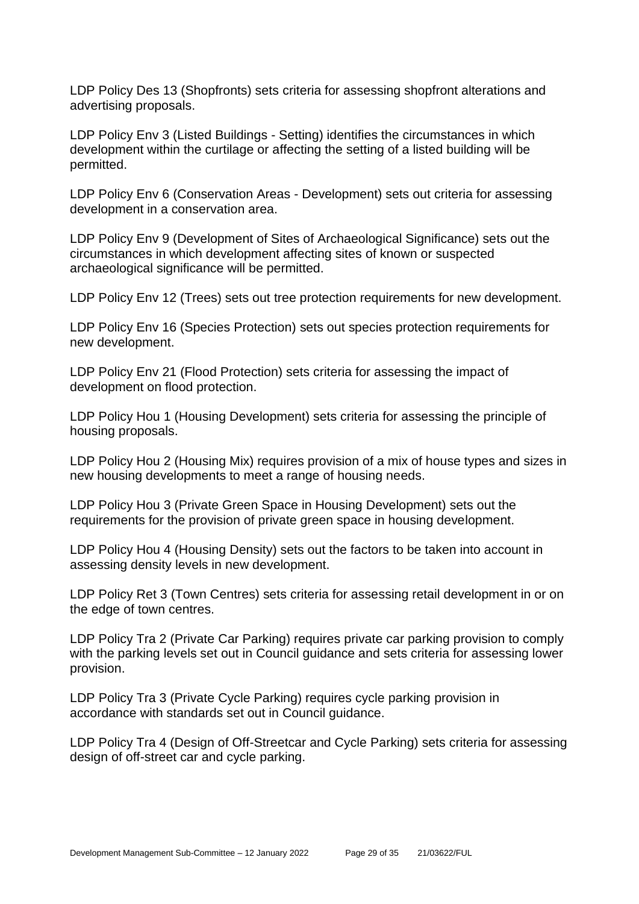LDP Policy Des 13 (Shopfronts) sets criteria for assessing shopfront alterations and advertising proposals.

LDP Policy Env 3 (Listed Buildings - Setting) identifies the circumstances in which development within the curtilage or affecting the setting of a listed building will be permitted.

LDP Policy Env 6 (Conservation Areas - Development) sets out criteria for assessing development in a conservation area.

LDP Policy Env 9 (Development of Sites of Archaeological Significance) sets out the circumstances in which development affecting sites of known or suspected archaeological significance will be permitted.

LDP Policy Env 12 (Trees) sets out tree protection requirements for new development.

LDP Policy Env 16 (Species Protection) sets out species protection requirements for new development.

LDP Policy Env 21 (Flood Protection) sets criteria for assessing the impact of development on flood protection.

LDP Policy Hou 1 (Housing Development) sets criteria for assessing the principle of housing proposals.

LDP Policy Hou 2 (Housing Mix) requires provision of a mix of house types and sizes in new housing developments to meet a range of housing needs.

LDP Policy Hou 3 (Private Green Space in Housing Development) sets out the requirements for the provision of private green space in housing development.

LDP Policy Hou 4 (Housing Density) sets out the factors to be taken into account in assessing density levels in new development.

LDP Policy Ret 3 (Town Centres) sets criteria for assessing retail development in or on the edge of town centres.

LDP Policy Tra 2 (Private Car Parking) requires private car parking provision to comply with the parking levels set out in Council guidance and sets criteria for assessing lower provision.

LDP Policy Tra 3 (Private Cycle Parking) requires cycle parking provision in accordance with standards set out in Council guidance.

LDP Policy Tra 4 (Design of Off-Streetcar and Cycle Parking) sets criteria for assessing design of off-street car and cycle parking.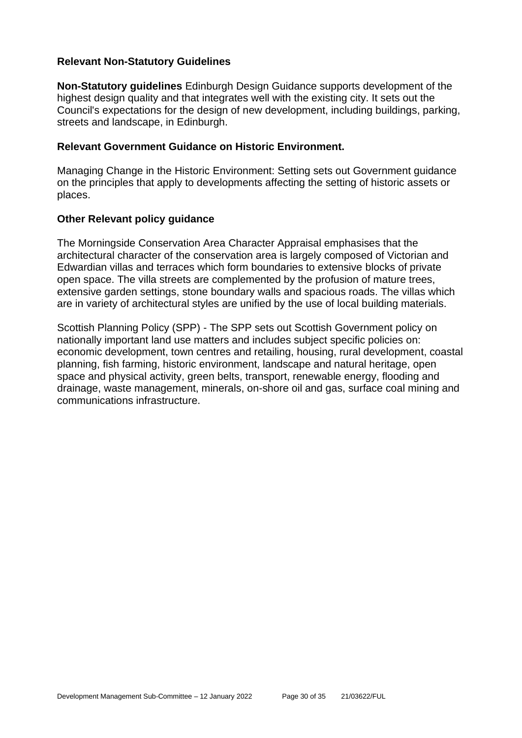### Relevant Non-Statutory Guidelines

**Non-Statutory guidelines** Edinburgh Design Guidance supports development of the highest design quality and that integrates well with the existing city. It sets out the Council's expectations for the design of new development, including buildings, parking, streets and landscape, in Edinburgh.

### Relevant Government Guidance on Historic Environment.

Managing Change in the Historic Environment: Setting sets out Government guidance on the principles that apply to developments affecting the setting of historic assets or places.

### Other Relevant policy guidance

The Morningside Conservation Area Character Appraisal emphasises that the architectural character of the conservation area is largely composed of Victorian and Edwardian villas and terraces which form boundaries to extensive blocks of private open space. The villa streets are complemented by the profusion of mature trees, extensive garden settings, stone boundary walls and spacious roads. The villas which are in variety of architectural styles are unified by the use of local building materials.

Scottish Planning Policy (SPP) - The SPP sets out Scottish Government policy on nationally important land use matters and includes subject specific policies on: economic development, town centres and retailing, housing, rural development, coastal planning, fish farming, historic environment, landscape and natural heritage, open space and physical activity, green belts, transport, renewable energy, flooding and drainage, waste management, minerals, on-shore oil and gas, surface coal mining and communications infrastructure.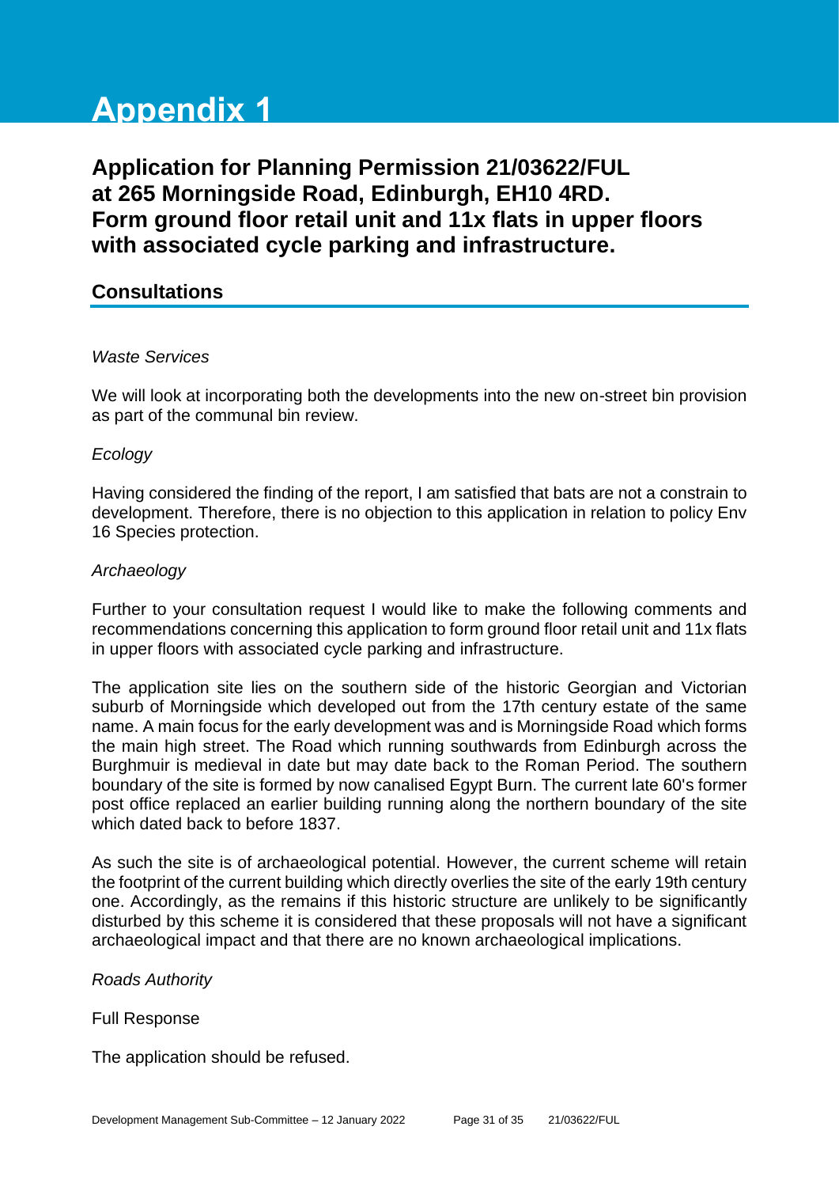# Appendix 1

## Application for Planning Permission 21/03622/FUL at 265 Morningside Road, Edinburgh, EH10 4RD. Form ground floor retail unit and 11x flats in upper floors with associated cycle parking and infrastructure.

### Consultations

*Waste Services*

We will look at incorporating both the developments into the new on-street bin provision as part of the communal bin review.

*Ecology*

Having considered the finding of the report, I am satisfied that bats are not a constrain to development. Therefore, there is no objection to this application in relation to policy Env 16 Species protection.

*Archaeology*

Further to your consultation request I would like to make the following comments and recommendations concerning this application to form ground floor retail unit and 11x flats in upper floors with associated cycle parking and infrastructure.

The application site lies on the southern side of the historic Georgian and Victorian suburb of Morningside which developed out from the 17th century estate of the same name. A main focus for the early development was and is Morningside Road which forms the main high street. The Road which running southwards from Edinburgh across the Burghmuir is medieval in date but may date back to the Roman Period. The southern boundary of the site is formed by now canalised Egypt Burn. The current late 60's former post office replaced an earlier building running along the northern boundary of the site which dated back to before 1837.

As such the site is of archaeological potential. However, the current scheme will retain the footprint of the current building which directly overlies the site of the early 19th century one. Accordingly, as the remains if this historic structure are unlikely to be significantly disturbed by this scheme it is considered that these proposals will not have a significant archaeological impact and that there are no known archaeological implications.

*Roads Authority*

Full Response

The application should be refused.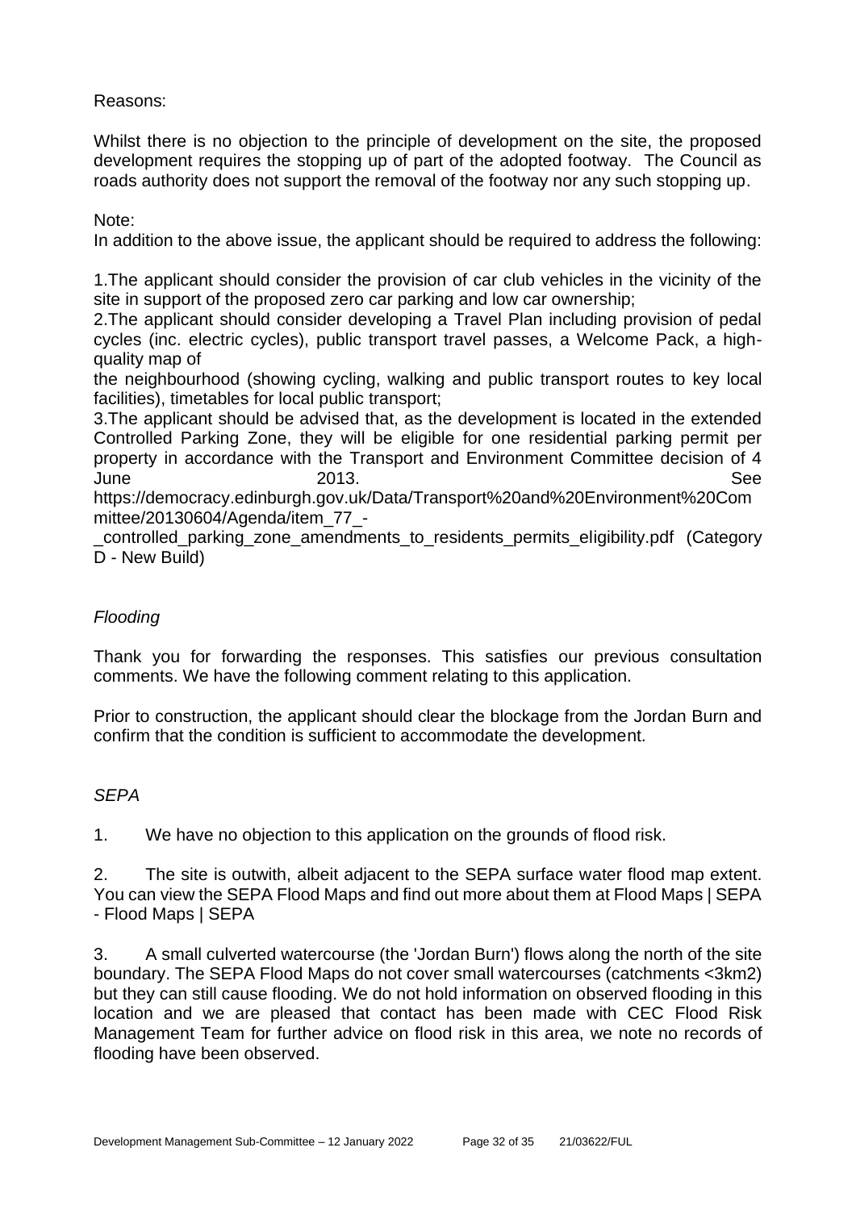Reasons:

Whilst there is no objection to the principle of development on the site, the proposed development requires the stopping up of part of the adopted footway. The Council as roads authority does not support the removal of the footway nor any such stopping up.

Note:
In addition to the above issue, the applicant should be required to address the following:

1. The applicant should consider the provision of car club vehicles in the vicinity of the site in support of the proposed zero car parking and low car ownership;
2. The applicant should consider developing a Travel Plan including provision of pedal cycles (inc. electric cycles), public transport travel passes, a Welcome Pack, a high-quality map of the neighbourhood (showing cycling, walking and public transport routes to key local facilities), timetables for local public transport;
3. The applicant should be advised that, as the development is located in the extended Controlled Parking Zone, they will be eligible for one residential parking permit per property in accordance with the Transport and Environment Committee decision of 4 June 2013. See https://democracy.edinburgh.gov.uk/Data/Transport%20and%20Environment%20Committee/20130604/Agenda/item_77_-_controlled_parking_zone_amendments_to_residents_permits_eligibility.pdf (Category D - New Build)

*Flooding*

Thank you for forwarding the responses. This satisfies our previous consultation comments. We have the following comment relating to this application.

Prior to construction, the applicant should clear the blockage from the Jordan Burn and confirm that the condition is sufficient to accommodate the development.

*SEPA*

1. We have no objection to this application on the grounds of flood risk.

2. The site is outwith, albeit adjacent to the SEPA surface water flood map extent. You can view the SEPA Flood Maps and find out more about them at Flood Maps | SEPA - Flood Maps | SEPA

3. A small culverted watercourse (the 'Jordan Burn') flows along the north of the site boundary. The SEPA Flood Maps do not cover small watercourses (catchments <3km2) but they can still cause flooding. We do not hold information on observed flooding in this location and we are pleased that contact has been made with CEC Flood Risk Management Team for further advice on flood risk in this area, we note no records of flooding have been observed.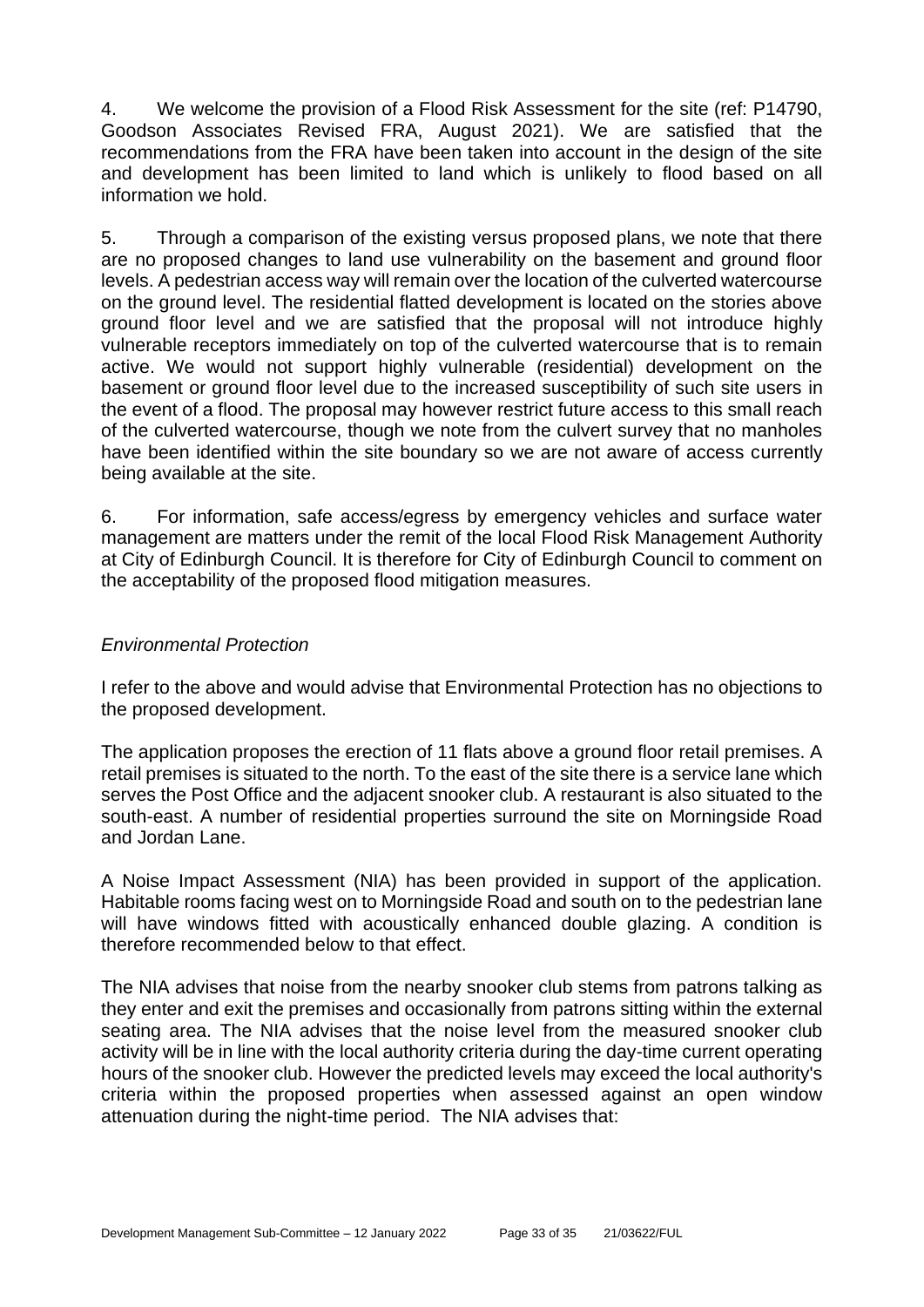4. We welcome the provision of a Flood Risk Assessment for the site (ref: P14790, Goodson Associates Revised FRA, August 2021). We are satisfied that the recommendations from the FRA have been taken into account in the design of the site and development has been limited to land which is unlikely to flood based on all information we hold.

5. Through a comparison of the existing versus proposed plans, we note that there are no proposed changes to land use vulnerability on the basement and ground floor levels. A pedestrian access way will remain over the location of the culverted watercourse on the ground level. The residential flatted development is located on the stories above ground floor level and we are satisfied that the proposal will not introduce highly vulnerable receptors immediately on top of the culverted watercourse that is to remain active. We would not support highly vulnerable (residential) development on the basement or ground floor level due to the increased susceptibility of such site users in the event of a flood. The proposal may however restrict future access to this small reach of the culverted watercourse, though we note from the culvert survey that no manholes have been identified within the site boundary so we are not aware of access currently being available at the site.

6. For information, safe access/egress by emergency vehicles and surface water management are matters under the remit of the local Flood Risk Management Authority at City of Edinburgh Council. It is therefore for City of Edinburgh Council to comment on the acceptability of the proposed flood mitigation measures.

*Environmental Protection*

I refer to the above and would advise that Environmental Protection has no objections to the proposed development.

The application proposes the erection of 11 flats above a ground floor retail premises. A retail premises is situated to the north. To the east of the site there is a service lane which serves the Post Office and the adjacent snooker club. A restaurant is also situated to the south-east. A number of residential properties surround the site on Morningside Road and Jordan Lane.

A Noise Impact Assessment (NIA) has been provided in support of the application. Habitable rooms facing west on to Morningside Road and south on to the pedestrian lane will have windows fitted with acoustically enhanced double glazing. A condition is therefore recommended below to that effect.

The NIA advises that noise from the nearby snooker club stems from patrons talking as they enter and exit the premises and occasionally from patrons sitting within the external seating area. The NIA advises that the noise level from the measured snooker club activity will be in line with the local authority criteria during the day-time current operating hours of the snooker club. However the predicted levels may exceed the local authority's criteria within the proposed properties when assessed against an open window attenuation during the night-time period. The NIA advises that: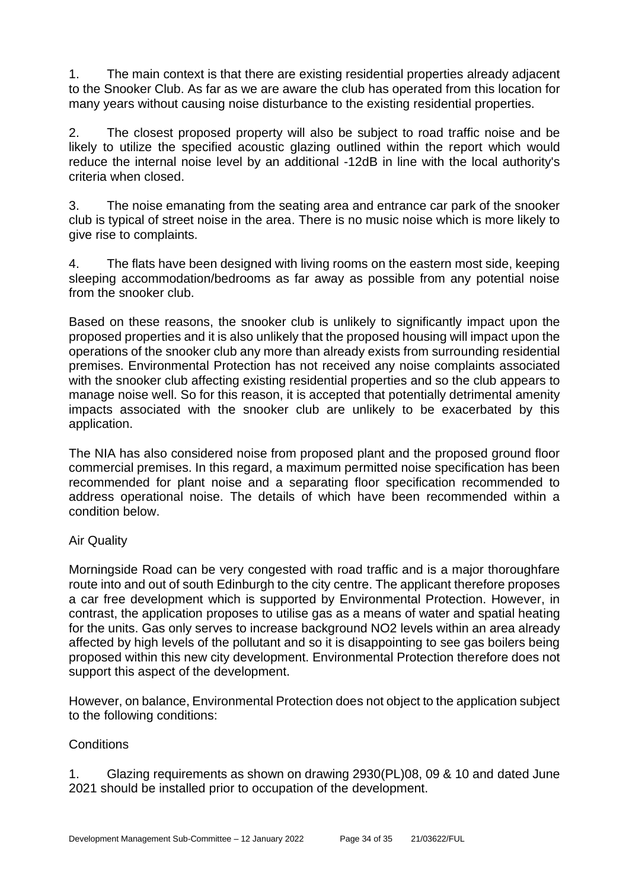1. The main context is that there are existing residential properties already adjacent to the Snooker Club. As far as we are aware the club has operated from this location for many years without causing noise disturbance to the existing residential properties.

2. The closest proposed property will also be subject to road traffic noise and be likely to utilize the specified acoustic glazing outlined within the report which would reduce the internal noise level by an additional -12dB in line with the local authority's criteria when closed.

3. The noise emanating from the seating area and entrance car park of the snooker club is typical of street noise in the area. There is no music noise which is more likely to give rise to complaints.

4. The flats have been designed with living rooms on the eastern most side, keeping sleeping accommodation/bedrooms as far away as possible from any potential noise from the snooker club.

Based on these reasons, the snooker club is unlikely to significantly impact upon the proposed properties and it is also unlikely that the proposed housing will impact upon the operations of the snooker club any more than already exists from surrounding residential premises. Environmental Protection has not received any noise complaints associated with the snooker club affecting existing residential properties and so the club appears to manage noise well. So for this reason, it is accepted that potentially detrimental amenity impacts associated with the snooker club are unlikely to be exacerbated by this application.

The NIA has also considered noise from proposed plant and the proposed ground floor commercial premises. In this regard, a maximum permitted noise specification has been recommended for plant noise and a separating floor specification recommended to address operational noise. The details of which have been recommended within a condition below.

Air Quality

Morningside Road can be very congested with road traffic and is a major thoroughfare route into and out of south Edinburgh to the city centre. The applicant therefore proposes a car free development which is supported by Environmental Protection. However, in contrast, the application proposes to utilise gas as a means of water and spatial heating for the units. Gas only serves to increase background $NO_2$ levels within an area already affected by high levels of the pollutant and so it is disappointing to see gas boilers being proposed within this new city development. Environmental Protection therefore does not support this aspect of the development.

However, on balance, Environmental Protection does not object to the application subject to the following conditions:

Conditions

1. Glazing requirements as shown on drawing 2930(PL)08, 09 & 10 and dated June 2021 should be installed prior to occupation of the development.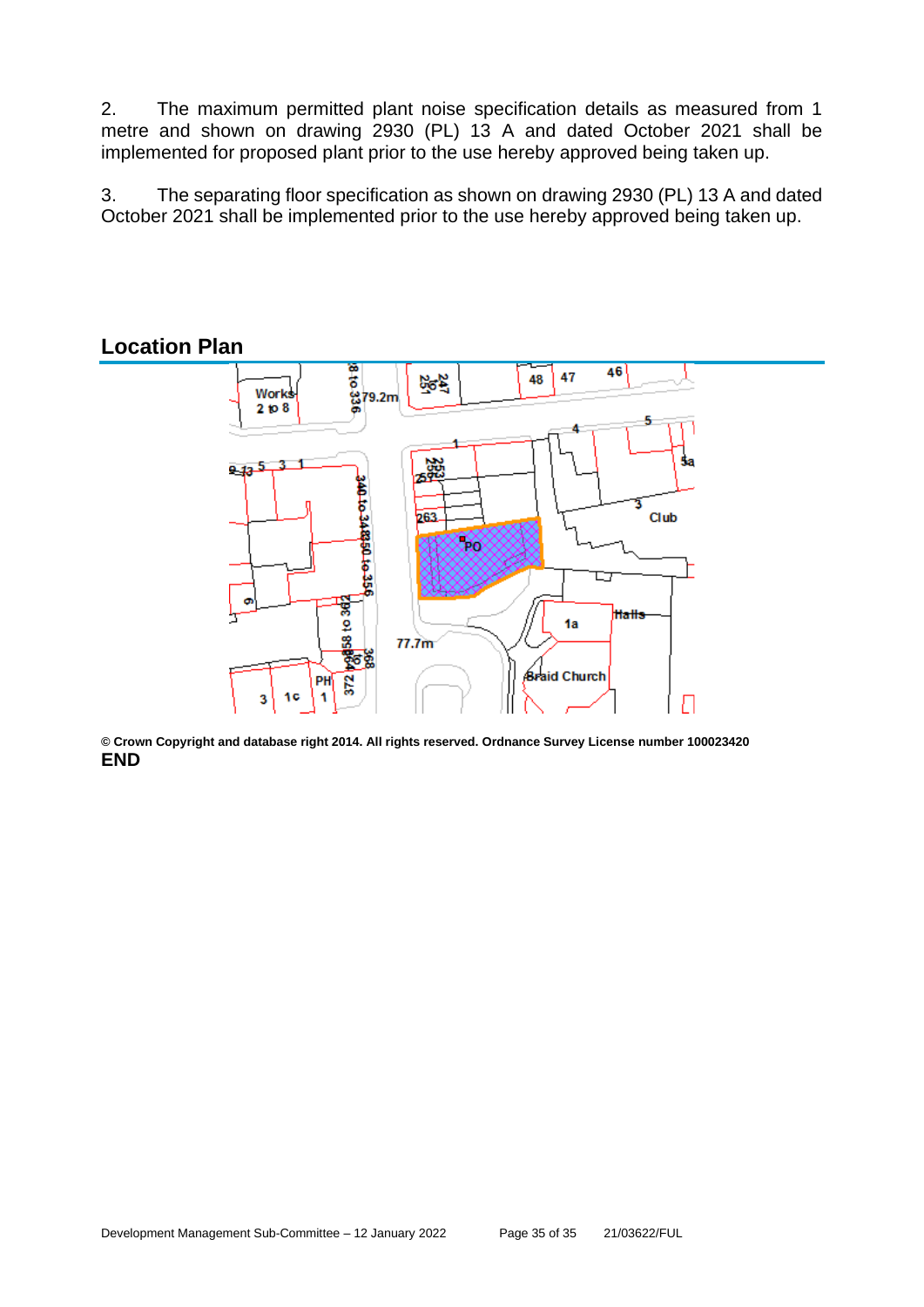2. The maximum permitted plant noise specification details as measured from 1 metre and shown on drawing 2930 (PL) 13 A and dated October 2021 shall be implemented for proposed plant prior to the use hereby approved being taken up.

3. The separating floor specification as shown on drawing 2930 (PL) 13 A and dated October 2021 shall be implemented prior to the use hereby approved being taken up.

## Location Plan

**© Crown Copyright and database right 2014. All rights reserved. Ordnance Survey License number 100023420**

**END**